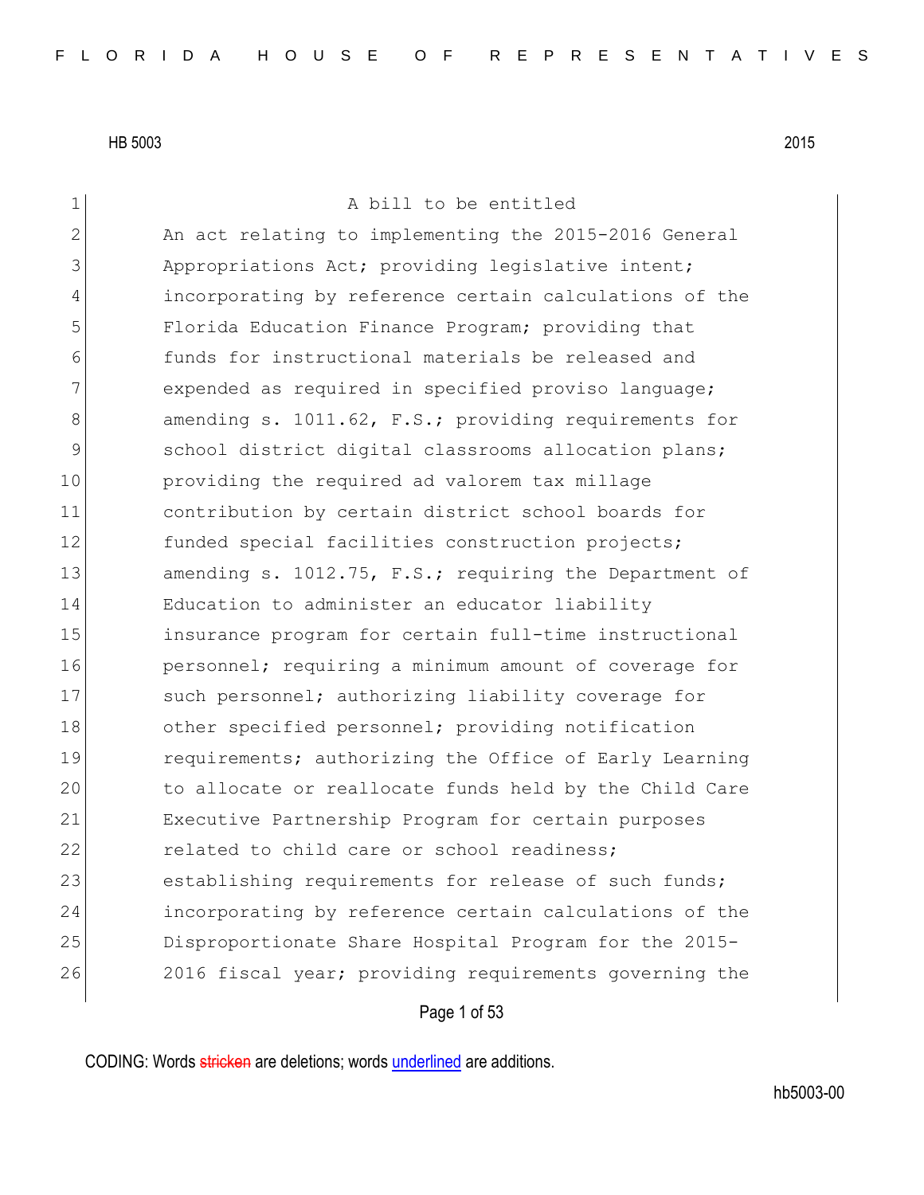HB 5003 2015

A bill to be entitled

An act relating to implementing the 2015-2016 General Appropriations Act; providing legislative intent; incorporating by reference certain calculations of the Florida Education Finance Program; providing that funds for instructional materials be released and expended as required in specified proviso language; amending s. 1011.62, F.S.; providing requirements for school district digital classrooms allocation plans; providing the required ad valorem tax millage contribution by certain district school boards for funded special facilities construction projects; amending s. 1012.75, F.S.; requiring the Department of Education to administer an educator liability insurance program for certain full-time instructional personnel; requiring a minimum amount of coverage for such personnel; authorizing liability coverage for other specified personnel; providing notification requirements; authorizing the Office of Early Learning to allocate or reallocate funds held by the Child Care Executive Partnership Program for certain purposes related to child care or school readiness; establishing requirements for release of such funds; incorporating by reference certain calculations of the Disproportionate Share Hospital Program for the 2015-2016 fiscal year; providing requirements governing the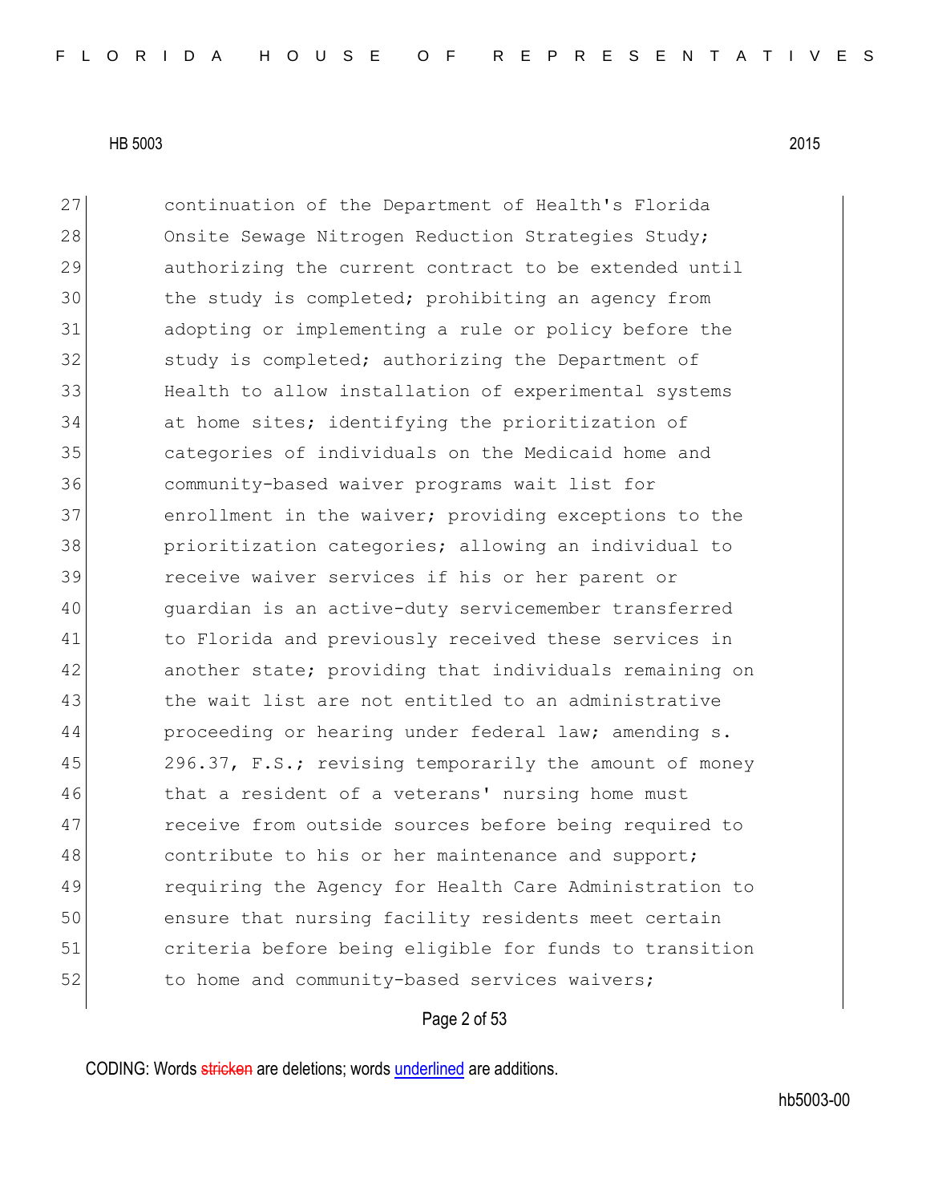continuation of the Department of Health's Florida Onsite Sewage Nitrogen Reduction Strategies Study; authorizing the current contract to be extended until the study is completed; prohibiting an agency from adopting or implementing a rule or policy before the study is completed; authorizing the Department of Health to allow installation of experimental systems at home sites; identifying the prioritization of categories of individuals on the Medicaid home and community-based waiver programs wait list for enrollment in the waiver; providing exceptions to the prioritization categories; allowing an individual to receive waiver services if his or her parent or guardian is an active-duty servicemember transferred to Florida and previously received these services in another state; providing that individuals remaining on the wait list are not entitled to an administrative proceeding or hearing under federal law; amending s. 296.37, F.S.; revising temporarily the amount of money that a resident of a veterans' nursing home must receive from outside sources before being required to contribute to his or her maintenance and support; requiring the Agency for Health Care Administration to ensure that nursing facility residents meet certain criteria before being eligible for funds to transition to home and community-based services waivers;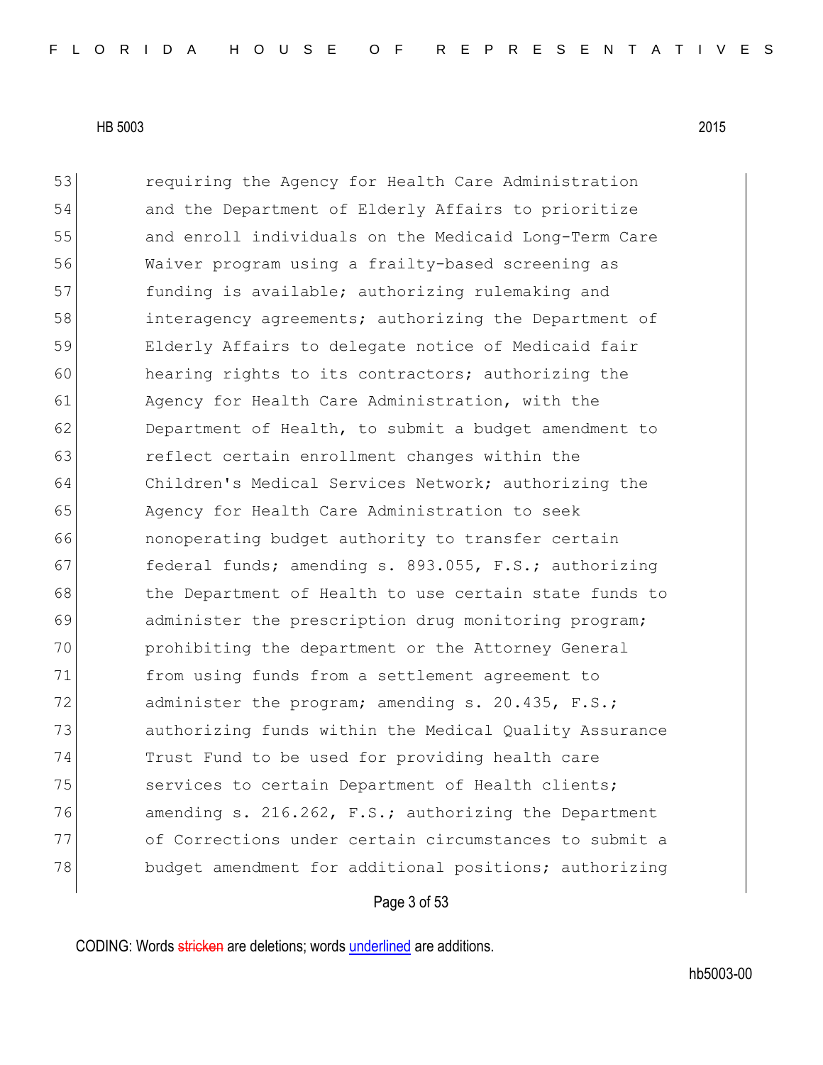53 requiring the Agency for Health Care Administration
54 and the Department of Elderly Affairs to prioritize
55 and enroll individuals on the Medicaid Long-Term Care
56 Waiver program using a frailty-based screening as
57 funding is available; authorizing rulemaking and
58 interagency agreements; authorizing the Department of
59 Elderly Affairs to delegate notice of Medicaid fair
60 hearing rights to its contractors; authorizing the
61 Agency for Health Care Administration, with the
62 Department of Health, to submit a budget amendment to
63 reflect certain enrollment changes within the
64 Children's Medical Services Network; authorizing the
65 Agency for Health Care Administration to seek
66 nonoperating budget authority to transfer certain
67 federal funds; amending s. 893.055, F.S.; authorizing
68 the Department of Health to use certain state funds to
69 administer the prescription drug monitoring program;
70 prohibiting the department or the Attorney General
71 from using funds from a settlement agreement to
72 administer the program; amending s. 20.435, F.S.;
73 authorizing funds within the Medical Quality Assurance
74 Trust Fund to be used for providing health care
75 services to certain Department of Health clients;
76 amending s. 216.262, F.S.; authorizing the Department
77 of Corrections under certain circumstances to submit a
78 budget amendment for additional positions; authorizing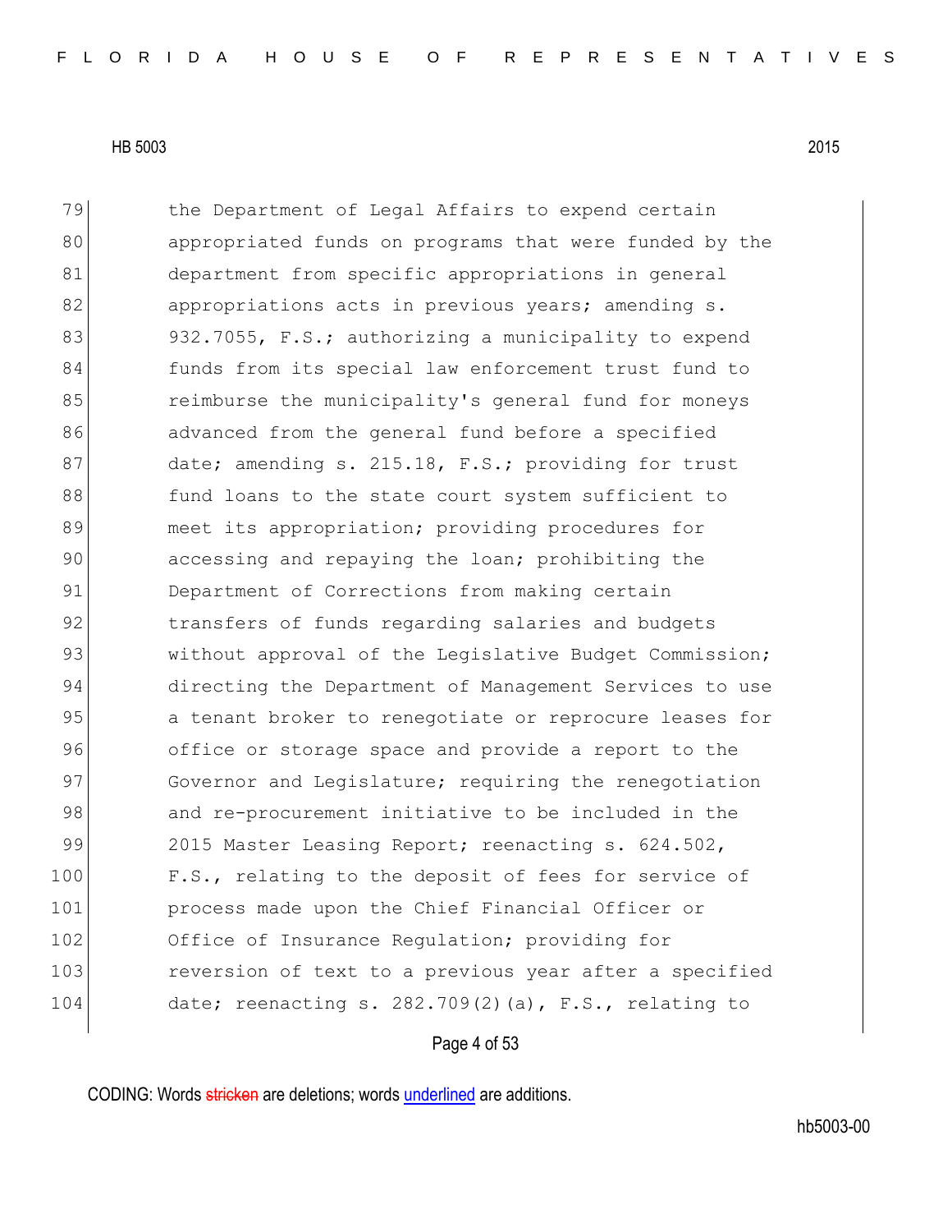the Department of Legal Affairs to expend certain appropriated funds on programs that were funded by the department from specific appropriations in general appropriations acts in previous years; amending s. 932.7055, F.S.; authorizing a municipality to expend funds from its special law enforcement trust fund to reimburse the municipality's general fund for moneys advanced from the general fund before a specified date; amending s. 215.18, F.S.; providing for trust fund loans to the state court system sufficient to meet its appropriation; providing procedures for accessing and repaying the loan; prohibiting the Department of Corrections from making certain transfers of funds regarding salaries and budgets without approval of the Legislative Budget Commission; directing the Department of Management Services to use a tenant broker to renegotiate or reprocure leases for office or storage space and provide a report to the Governor and Legislature; requiring the renegotiation and re-procurement initiative to be included in the 2015 Master Leasing Report; reenacting s. 624.502, F.S., relating to the deposit of fees for service of process made upon the Chief Financial Officer or Office of Insurance Regulation; providing for reversion of text to a previous year after a specified date; reenacting s. 282.709(2)(a), F.S., relating to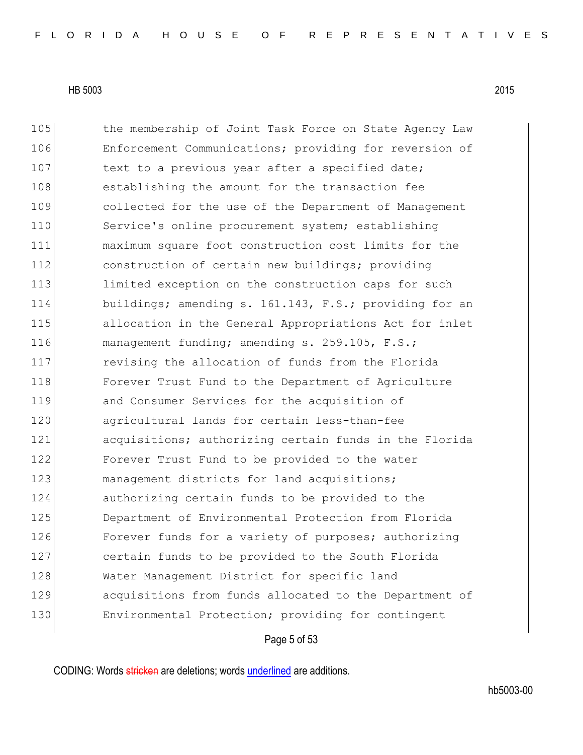105 the membership of Joint Task Force on State Agency Law
106 Enforcement Communications; providing for reversion of
107 text to a previous year after a specified date;
108 establishing the amount for the transaction fee
109 collected for the use of the Department of Management
110 Service's online procurement system; establishing
111 maximum square foot construction cost limits for the
112 construction of certain new buildings; providing
113 limited exception on the construction caps for such
114 buildings; amending s. 161.143, F.S.; providing for an
115 allocation in the General Appropriations Act for inlet
116 management funding; amending s. 259.105, F.S.;
117 revising the allocation of funds from the Florida
118 Forever Trust Fund to the Department of Agriculture
119 and Consumer Services for the acquisition of
120 agricultural lands for certain less-than-fee
121 acquisitions; authorizing certain funds in the Florida
122 Forever Trust Fund to be provided to the water
123 management districts for land acquisitions;
124 authorizing certain funds to be provided to the
125 Department of Environmental Protection from Florida
126 Forever funds for a variety of purposes; authorizing
127 certain funds to be provided to the South Florida
128 Water Management District for specific land
129 acquisitions from funds allocated to the Department of
130 Environmental Protection; providing for contingent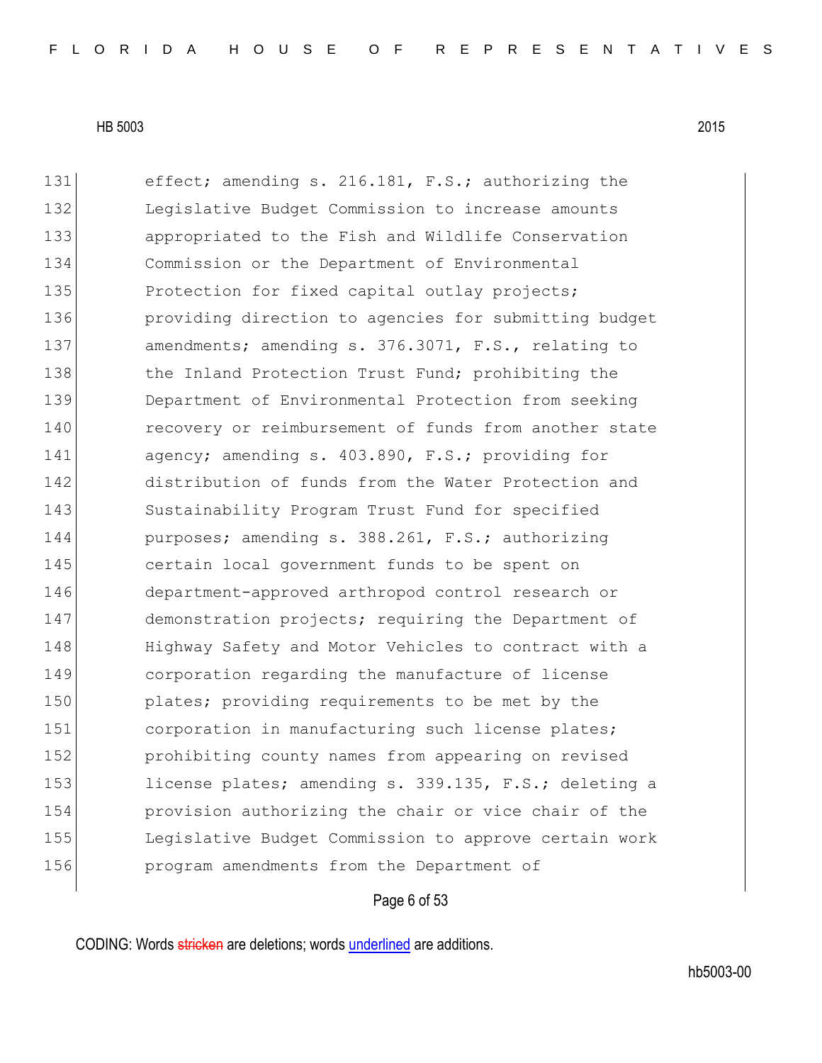131 effect; amending s. 216.181, F.S.; authorizing the
132 Legislative Budget Commission to increase amounts
133 appropriated to the Fish and Wildlife Conservation
134 Commission or the Department of Environmental
135 Protection for fixed capital outlay projects;
136 providing direction to agencies for submitting budget
137 amendments; amending s. 376.3071, F.S., relating to
138 the Inland Protection Trust Fund; prohibiting the
139 Department of Environmental Protection from seeking
140 recovery or reimbursement of funds from another state
141 agency; amending s. 403.890, F.S.; providing for
142 distribution of funds from the Water Protection and
143 Sustainability Program Trust Fund for specified
144 purposes; amending s. 388.261, F.S.; authorizing
145 certain local government funds to be spent on
146 department-approved arthropod control research or
147 demonstration projects; requiring the Department of
148 Highway Safety and Motor Vehicles to contract with a
149 corporation regarding the manufacture of license
150 plates; providing requirements to be met by the
151 corporation in manufacturing such license plates;
152 prohibiting county names from appearing on revised
153 license plates; amending s. 339.135, F.S.; deleting a
154 provision authorizing the chair or vice chair of the
155 Legislative Budget Commission to approve certain work
156 program amendments from the Department of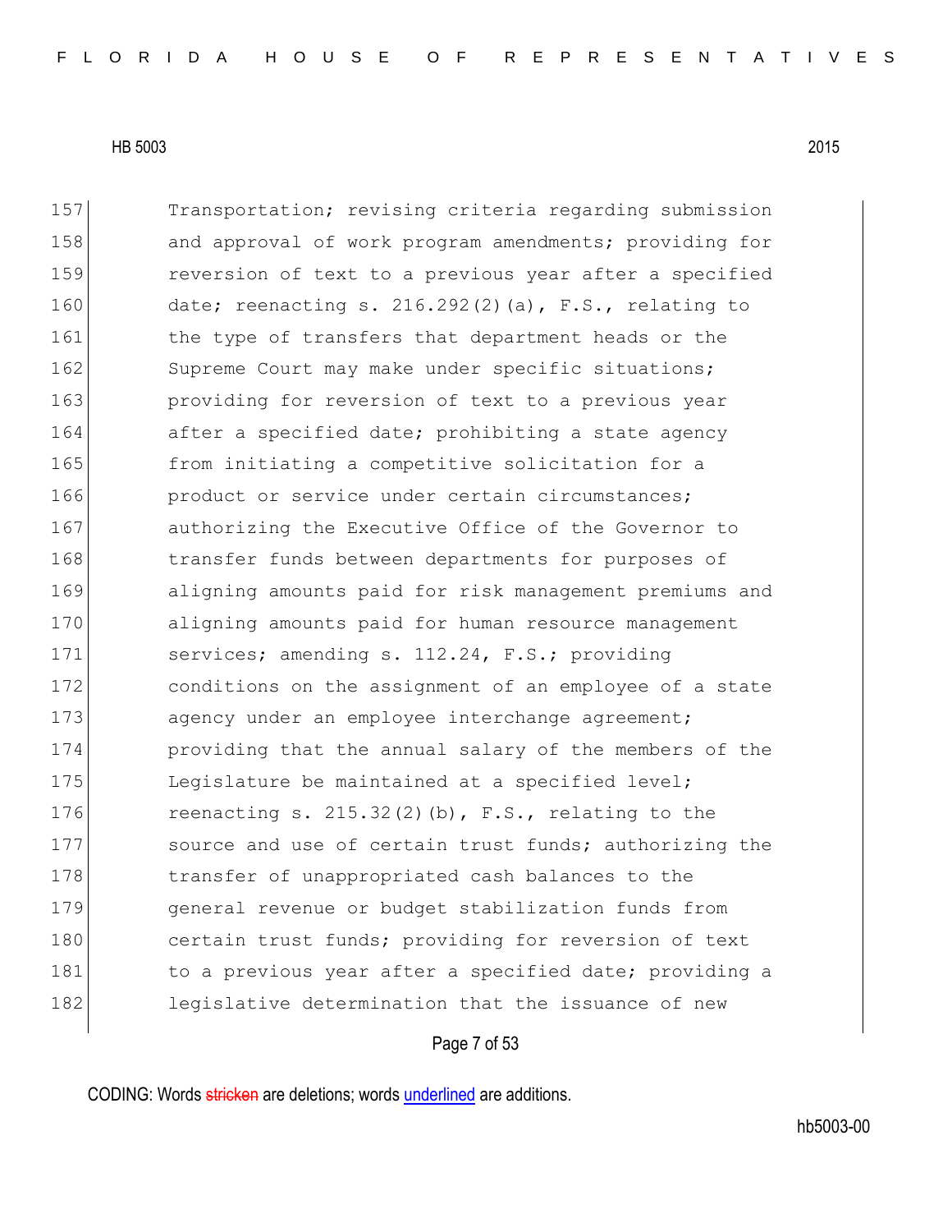157 Transportation; revising criteria regarding submission
158 and approval of work program amendments; providing for
159 reversion of text to a previous year after a specified
160 date; reenacting s. 216.292(2)(a), F.S., relating to
161 the type of transfers that department heads or the
162 Supreme Court may make under specific situations;
163 providing for reversion of text to a previous year
164 after a specified date; prohibiting a state agency
165 from initiating a competitive solicitation for a
166 product or service under certain circumstances;
167 authorizing the Executive Office of the Governor to
168 transfer funds between departments for purposes of
169 aligning amounts paid for risk management premiums and
170 aligning amounts paid for human resource management
171 services; amending s. 112.24, F.S.; providing
172 conditions on the assignment of an employee of a state
173 agency under an employee interchange agreement;
174 providing that the annual salary of the members of the
175 Legislature be maintained at a specified level;
176 reenacting s. 215.32(2)(b), F.S., relating to the
177 source and use of certain trust funds; authorizing the
178 transfer of unappropriated cash balances to the
179 general revenue or budget stabilization funds from
180 certain trust funds; providing for reversion of text
181 to a previous year after a specified date; providing a
182 legislative determination that the issuance of new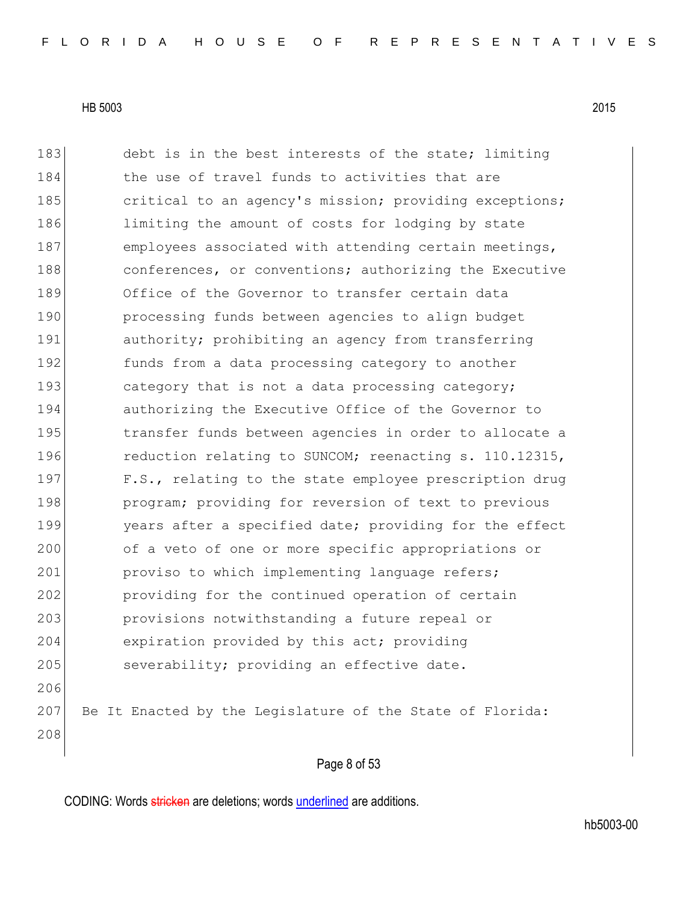debt is in the best interests of the state; limiting the use of travel funds to activities that are critical to an agency's mission; providing exceptions; limiting the amount of costs for lodging by state employees associated with attending certain meetings, conferences, or conventions; authorizing the Executive Office of the Governor to transfer certain data processing funds between agencies to align budget authority; prohibiting an agency from transferring funds from a data processing category to another category that is not a data processing category; authorizing the Executive Office of the Governor to transfer funds between agencies in order to allocate a reduction relating to SUNCOM; reenacting s. 110.12315, F.S., relating to the state employee prescription drug program; providing for reversion of text to previous years after a specified date; providing for the effect of a veto of one or more specific appropriations or proviso to which implementing language refers; providing for the continued operation of certain provisions notwithstanding a future repeal or expiration provided by this act; providing severability; providing an effective date.

Be It Enacted by the Legislature of the State of Florida: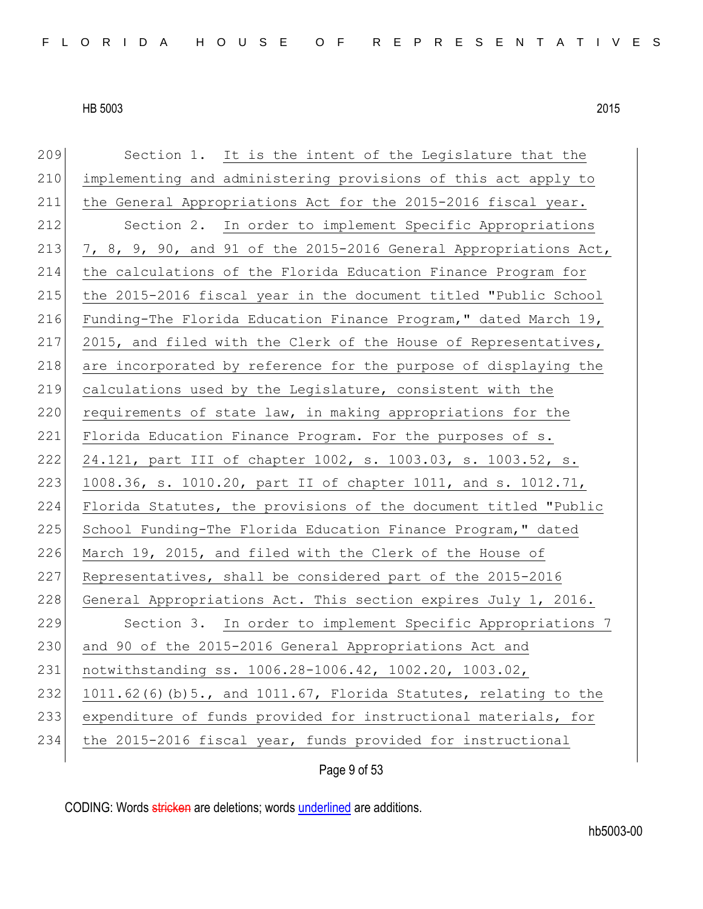Section 1. It is the intent of the Legislature that the implementing and administering provisions of this act apply to the General Appropriations Act for the 2015-2016 fiscal year.

Section 2. In order to implement Specific Appropriations 7, 8, 9, 90, and 91 of the 2015-2016 General Appropriations Act, the calculations of the Florida Education Finance Program for the 2015-2016 fiscal year in the document titled "Public School Funding-The Florida Education Finance Program," dated March 19, 2015, and filed with the Clerk of the House of Representatives, are incorporated by reference for the purpose of displaying the calculations used by the Legislature, consistent with the requirements of state law, in making appropriations for the Florida Education Finance Program. For the purposes of s. 24.121, part III of chapter 1002, s. 1003.03, s. 1003.52, s. 1008.36, s. 1010.20, part II of chapter 1011, and s. 1012.71, Florida Statutes, the provisions of the document titled "Public School Funding-The Florida Education Finance Program," dated March 19, 2015, and filed with the Clerk of the House of Representatives, shall be considered part of the 2015-2016 General Appropriations Act. This section expires July 1, 2016.

Section 3. In order to implement Specific Appropriations 7 and 90 of the 2015-2016 General Appropriations Act and notwithstanding ss. 1006.28-1006.42, 1002.20, 1003.02, 1011.62(6)(b)5., and 1011.67, Florida Statutes, relating to the expenditure of funds provided for instructional materials, for the 2015-2016 fiscal year, funds provided for instructional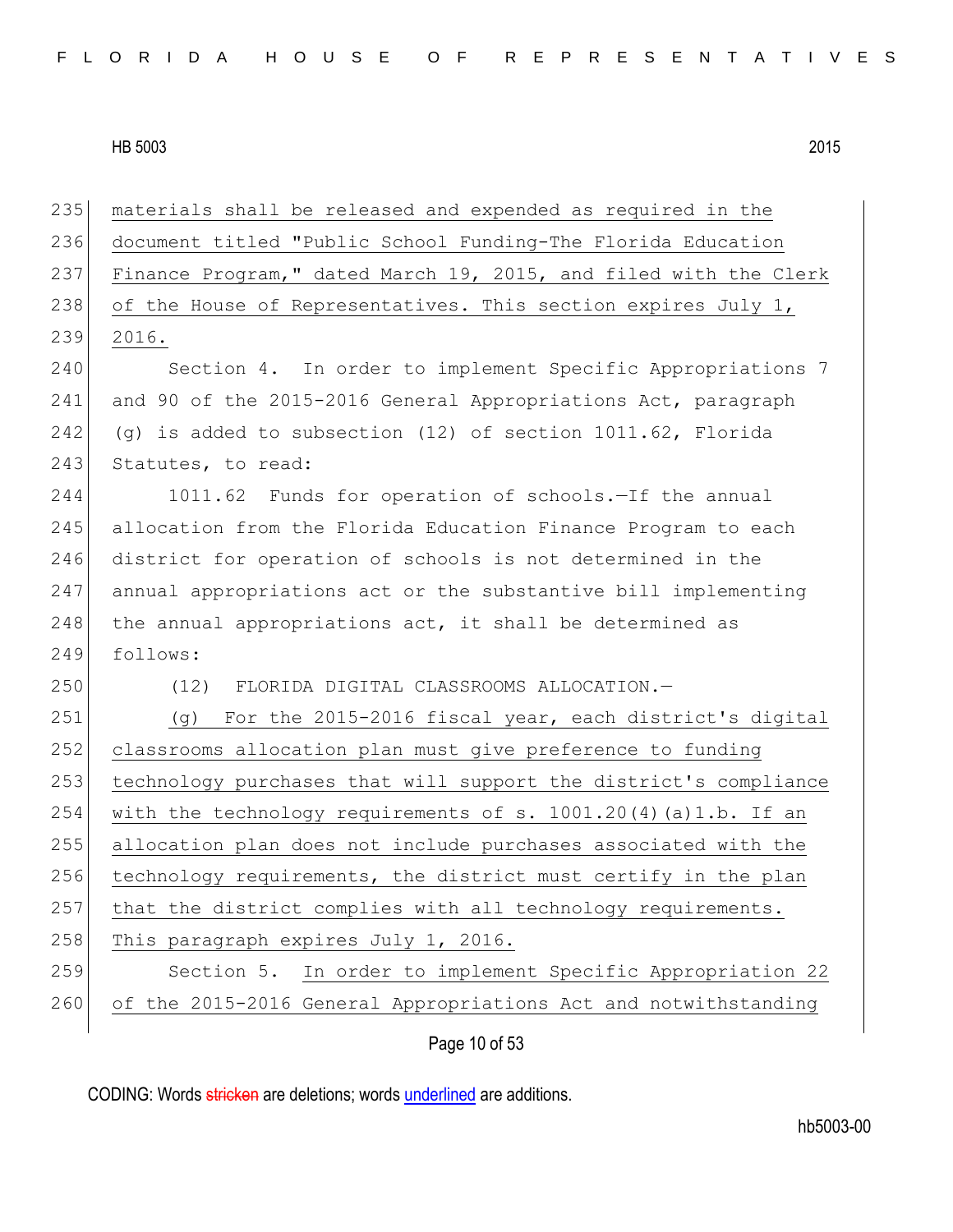materials shall be released and expended as required in the document titled "Public School Funding-The Florida Education Finance Program," dated March 19, 2015, and filed with the Clerk of the House of Representatives. This section expires July 1, 2016.

Section 4. In order to implement Specific Appropriations 7 and 90 of the 2015-2016 General Appropriations Act, paragraph (g) is added to subsection (12) of section 1011.62, Florida Statutes, to read:

1011.62 Funds for operation of schools.—If the annual allocation from the Florida Education Finance Program to each district for operation of schools is not determined in the annual appropriations act or the substantive bill implementing the annual appropriations act, it shall be determined as follows:

(12) FLORIDA DIGITAL CLASSROOMS ALLOCATION.—

(g) For the 2015-2016 fiscal year, each district's digital classrooms allocation plan must give preference to funding technology purchases that will support the district's compliance with the technology requirements of s. 1001.20(4)(a)1.b. If an allocation plan does not include purchases associated with the technology requirements, the district must certify in the plan that the district complies with all technology requirements. This paragraph expires July 1, 2016.

Section 5. In order to implement Specific Appropriation 22 of the 2015-2016 General Appropriations Act and notwithstanding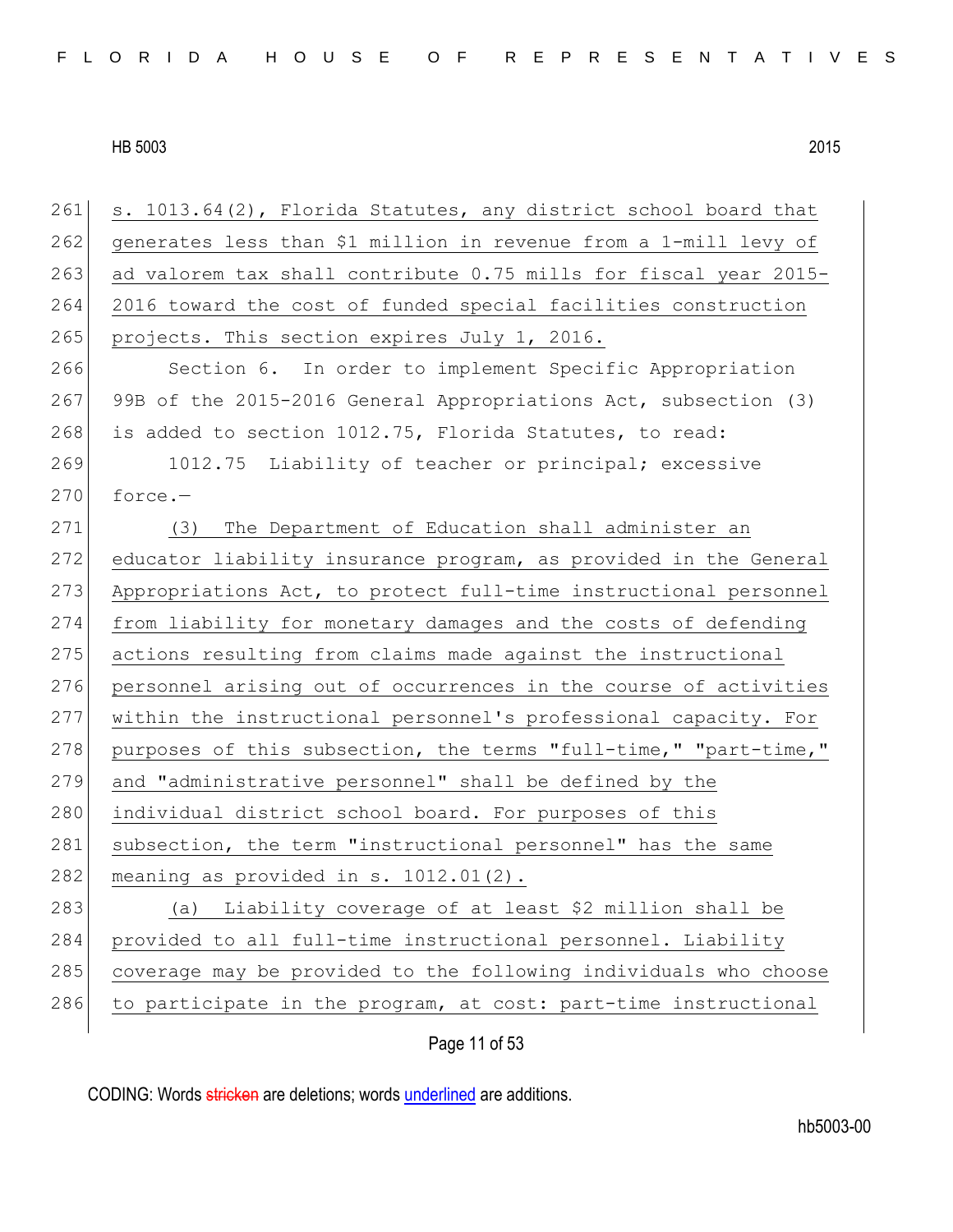s. 1013.64(2), Florida Statutes, any district school board that generates less than $1 million in revenue from a 1-mill levy of ad valorem tax shall contribute 0.75 mills for fiscal year 2015-2016 toward the cost of funded special facilities construction projects. This section expires July 1, 2016.

Section 6. In order to implement Specific Appropriation 99B of the 2015-2016 General Appropriations Act, subsection (3) is added to section 1012.75, Florida Statutes, to read:

1012.75 Liability of teacher or principal; excessive force.—

(3) The Department of Education shall administer an educator liability insurance program, as provided in the General Appropriations Act, to protect full-time instructional personnel from liability for monetary damages and the costs of defending actions resulting from claims made against the instructional personnel arising out of occurrences in the course of activities within the instructional personnel's professional capacity. For purposes of this subsection, the terms "full-time," "part-time," and "administrative personnel" shall be defined by the individual district school board. For purposes of this subsection, the term "instructional personnel" has the same meaning as provided in s. 1012.01(2).

(a) Liability coverage of at least $2 million shall be provided to all full-time instructional personnel. Liability coverage may be provided to the following individuals who choose to participate in the program, at cost: part-time instructional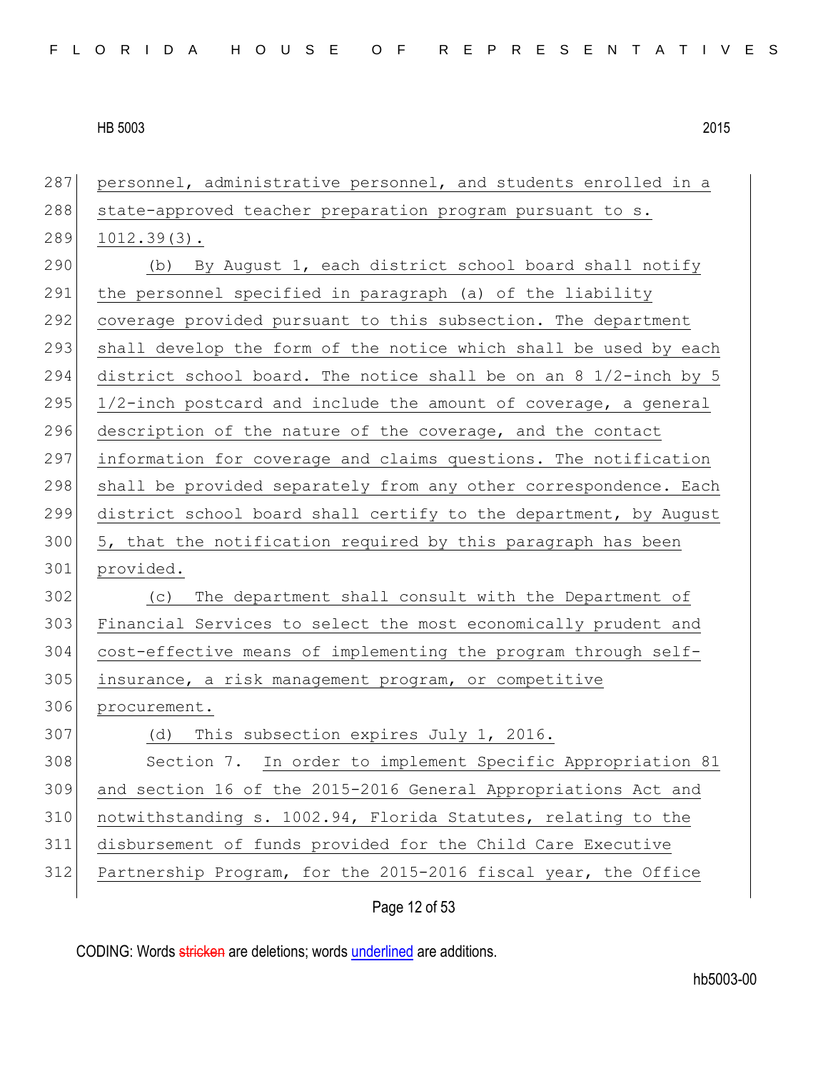personnel, administrative personnel, and students enrolled in a state-approved teacher preparation program pursuant to s. 1012.39(3).

(b) By August 1, each district school board shall notify the personnel specified in paragraph (a) of the liability coverage provided pursuant to this subsection. The department shall develop the form of the notice which shall be used by each district school board. The notice shall be on an 8 1/2-inch by 5 1/2-inch postcard and include the amount of coverage, a general description of the nature of the coverage, and the contact information for coverage and claims questions. The notification shall be provided separately from any other correspondence. Each district school board shall certify to the department, by August 5, that the notification required by this paragraph has been provided.

(c) The department shall consult with the Department of Financial Services to select the most economically prudent and cost-effective means of implementing the program through self-insurance, a risk management program, or competitive procurement.

(d) This subsection expires July 1, 2016.

Section 7. In order to implement Specific Appropriation 81 and section 16 of the 2015-2016 General Appropriations Act and notwithstanding s. 1002.94, Florida Statutes, relating to the disbursement of funds provided for the Child Care Executive Partnership Program, for the 2015-2016 fiscal year, the Office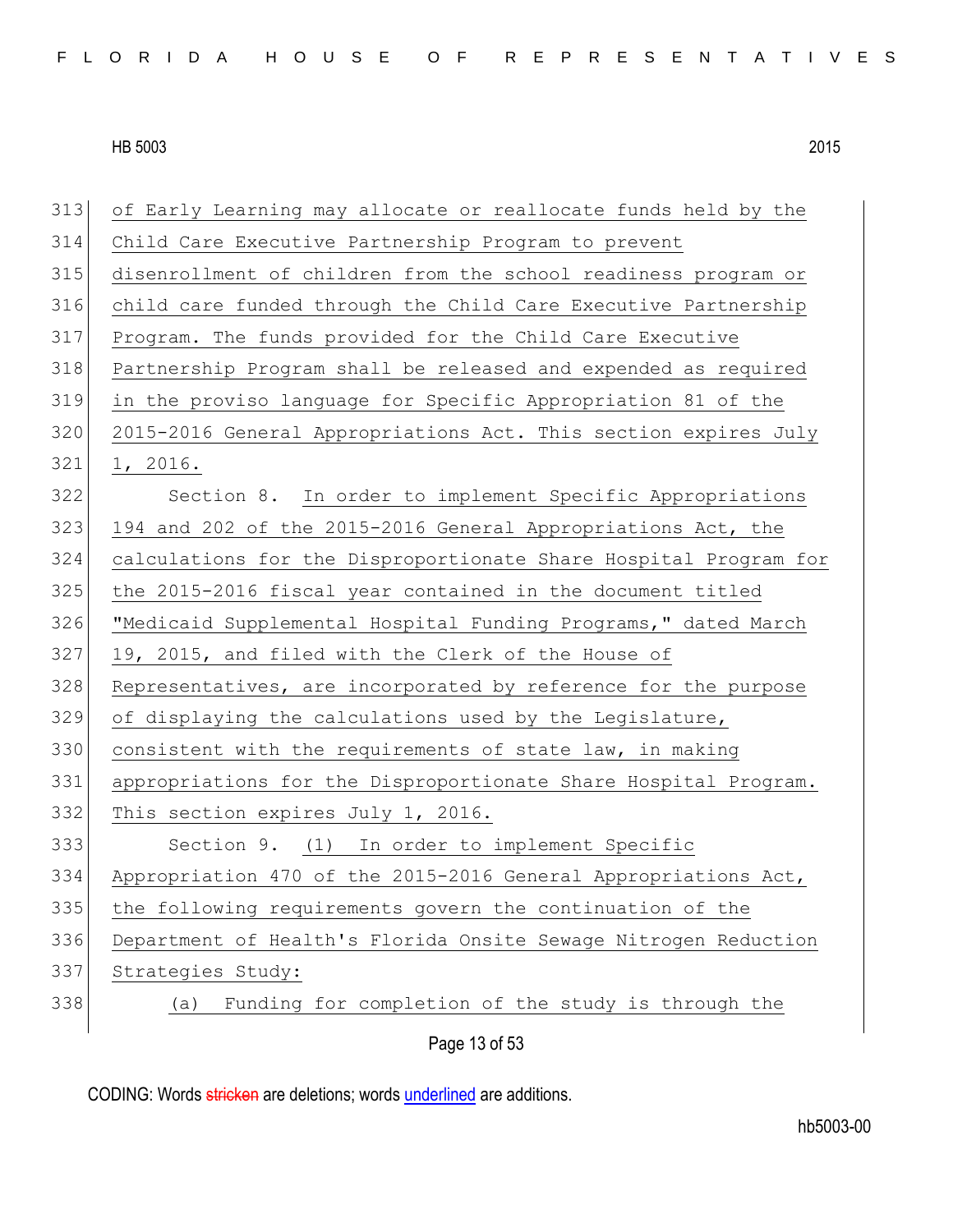of Early Learning may allocate or reallocate funds held by the Child Care Executive Partnership Program to prevent disenrollment of children from the school readiness program or child care funded through the Child Care Executive Partnership Program. The funds provided for the Child Care Executive Partnership Program shall be released and expended as required in the proviso language for Specific Appropriation 81 of the 2015-2016 General Appropriations Act. This section expires July 1, 2016.

Section 8. In order to implement Specific Appropriations 194 and 202 of the 2015-2016 General Appropriations Act, the calculations for the Disproportionate Share Hospital Program for the 2015-2016 fiscal year contained in the document titled "Medicaid Supplemental Hospital Funding Programs," dated March 19, 2015, and filed with the Clerk of the House of Representatives, are incorporated by reference for the purpose of displaying the calculations used by the Legislature, consistent with the requirements of state law, in making appropriations for the Disproportionate Share Hospital Program. This section expires July 1, 2016.

Section 9. (1) In order to implement Specific Appropriation 470 of the 2015-2016 General Appropriations Act, the following requirements govern the continuation of the Department of Health's Florida Onsite Sewage Nitrogen Reduction Strategies Study:

(a) Funding for completion of the study is through the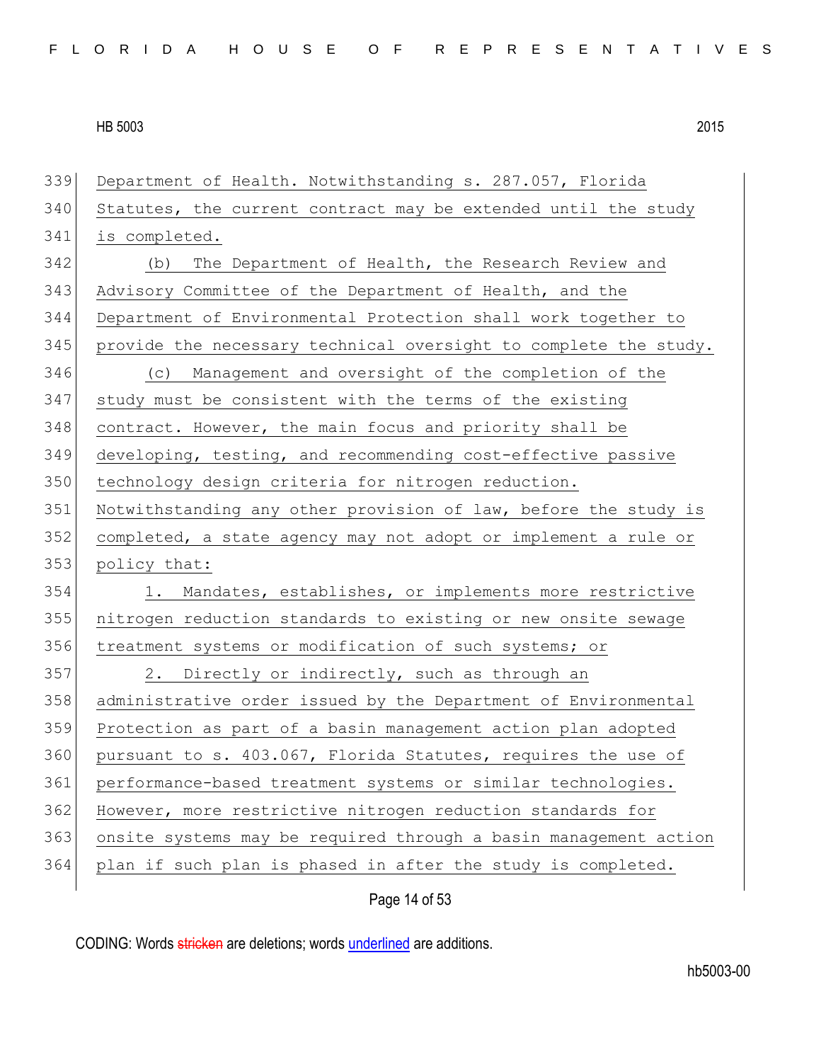Department of Health. Notwithstanding s. 287.057, Florida Statutes, the current contract may be extended until the study is completed.

(b) The Department of Health, the Research Review and Advisory Committee of the Department of Health, and the Department of Environmental Protection shall work together to provide the necessary technical oversight to complete the study.

(c) Management and oversight of the completion of the study must be consistent with the terms of the existing contract. However, the main focus and priority shall be developing, testing, and recommending cost-effective passive technology design criteria for nitrogen reduction. Notwithstanding any other provision of law, before the study is completed, a state agency may not adopt or implement a rule or policy that:

1. Mandates, establishes, or implements more restrictive nitrogen reduction standards to existing or new onsite sewage treatment systems or modification of such systems; or

2. Directly or indirectly, such as through an administrative order issued by the Department of Environmental Protection as part of a basin management action plan adopted pursuant to s. 403.067, Florida Statutes, requires the use of performance-based treatment systems or similar technologies. However, more restrictive nitrogen reduction standards for onsite systems may be required through a basin management action plan if such plan is phased in after the study is completed.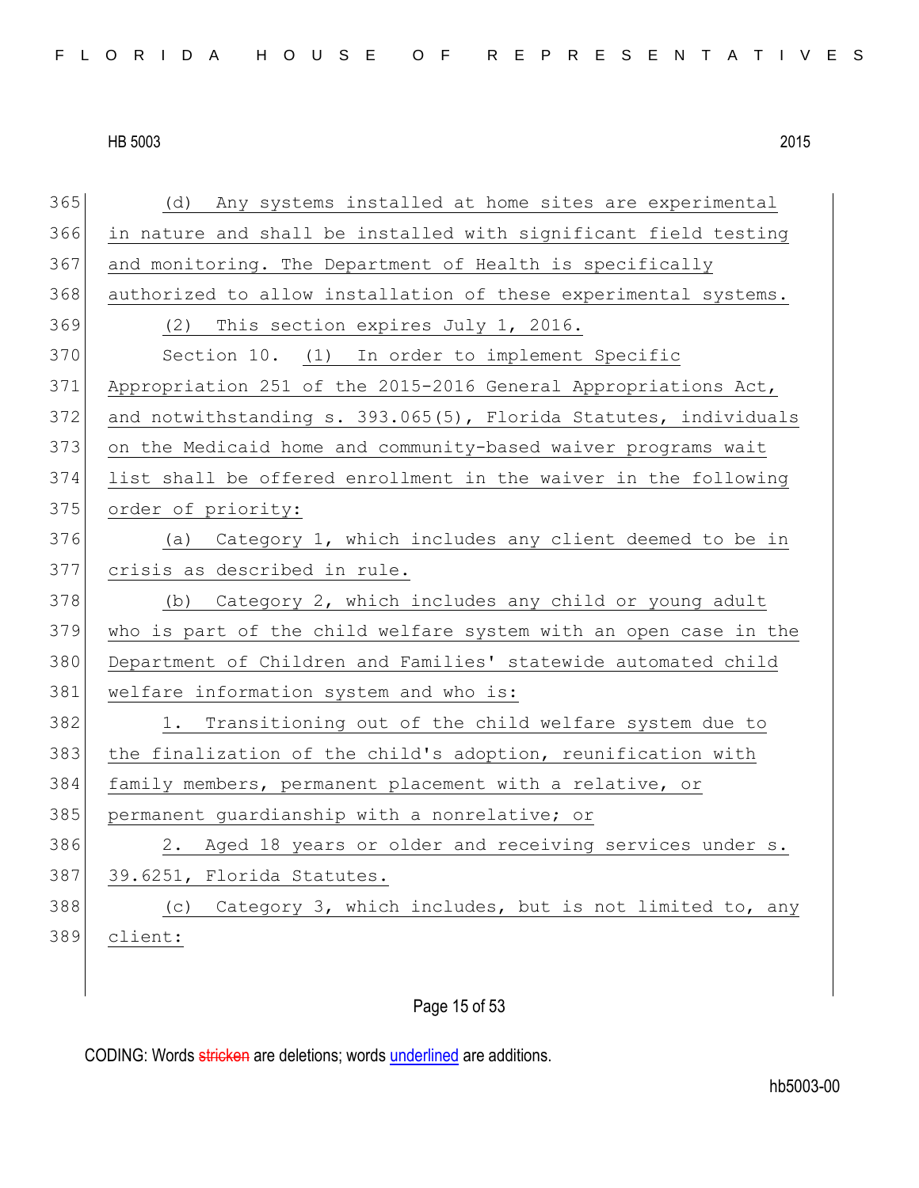(d) Any systems installed at home sites are experimental in nature and shall be installed with significant field testing and monitoring. The Department of Health is specifically authorized to allow installation of these experimental systems.

(2) This section expires July 1, 2016.

Section 10. (1) In order to implement Specific Appropriation 251 of the 2015-2016 General Appropriations Act, and notwithstanding s. 393.065(5), Florida Statutes, individuals on the Medicaid home and community-based waiver programs wait list shall be offered enrollment in the waiver in the following order of priority:

(a) Category 1, which includes any client deemed to be in crisis as described in rule.

(b) Category 2, which includes any child or young adult who is part of the child welfare system with an open case in the Department of Children and Families' statewide automated child welfare information system and who is:

1. Transitioning out of the child welfare system due to the finalization of the child's adoption, reunification with family members, permanent placement with a relative, or permanent guardianship with a nonrelative; or

2. Aged 18 years or older and receiving services under s. 39.6251, Florida Statutes.

(c) Category 3, which includes, but is not limited to, any client: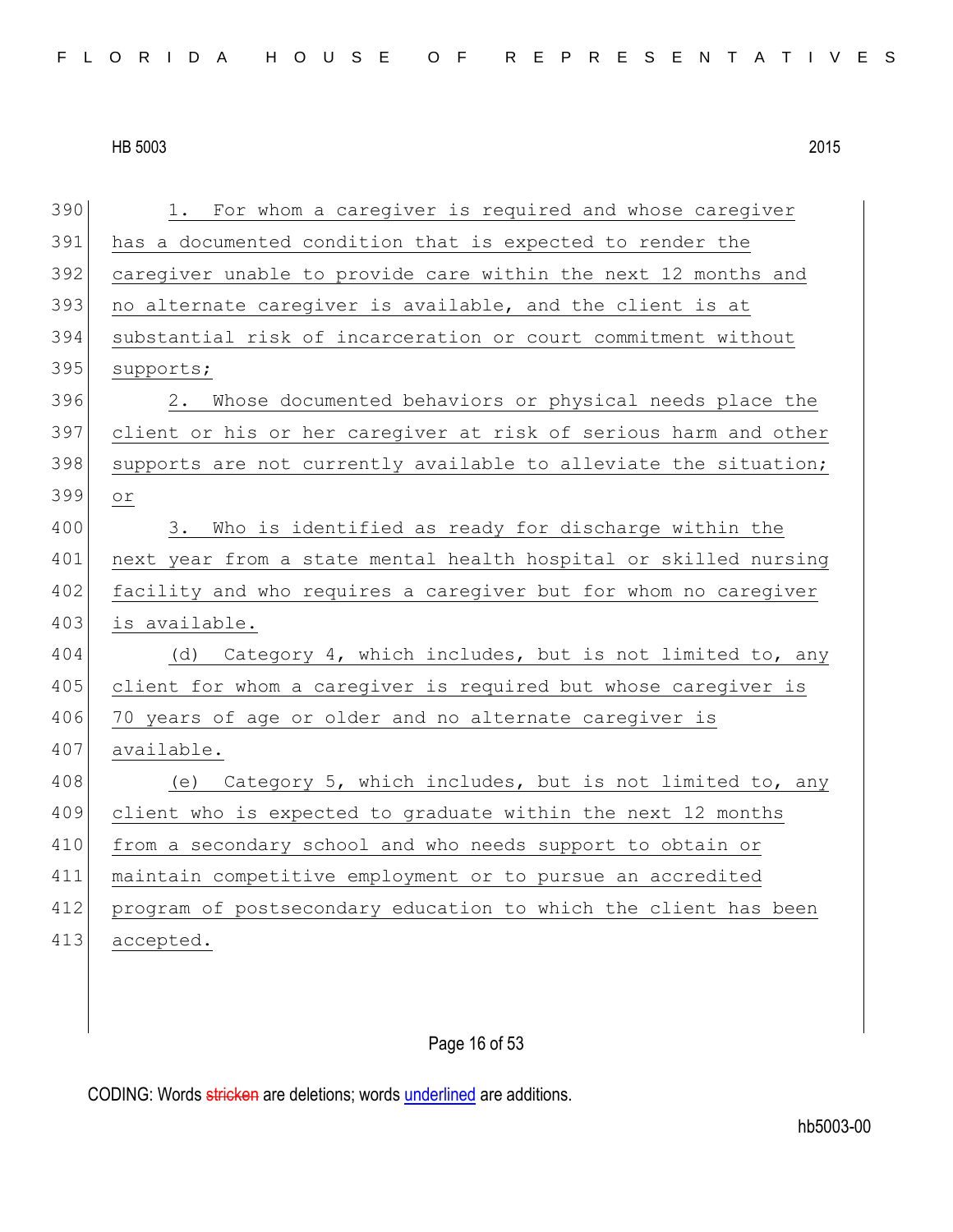1. For whom a caregiver is required and whose caregiver has a documented condition that is expected to render the caregiver unable to provide care within the next 12 months and no alternate caregiver is available, and the client is at substantial risk of incarceration or court commitment without supports;

2. Whose documented behaviors or physical needs place the client or his or her caregiver at risk of serious harm and other supports are not currently available to alleviate the situation; or

3. Who is identified as ready for discharge within the next year from a state mental health hospital or skilled nursing facility and who requires a caregiver but for whom no caregiver is available.

(d) Category 4, which includes, but is not limited to, any client for whom a caregiver is required but whose caregiver is 70 years of age or older and no alternate caregiver is available.

(e) Category 5, which includes, but is not limited to, any client who is expected to graduate within the next 12 months from a secondary school and who needs support to obtain or maintain competitive employment or to pursue an accredited program of postsecondary education to which the client has been accepted.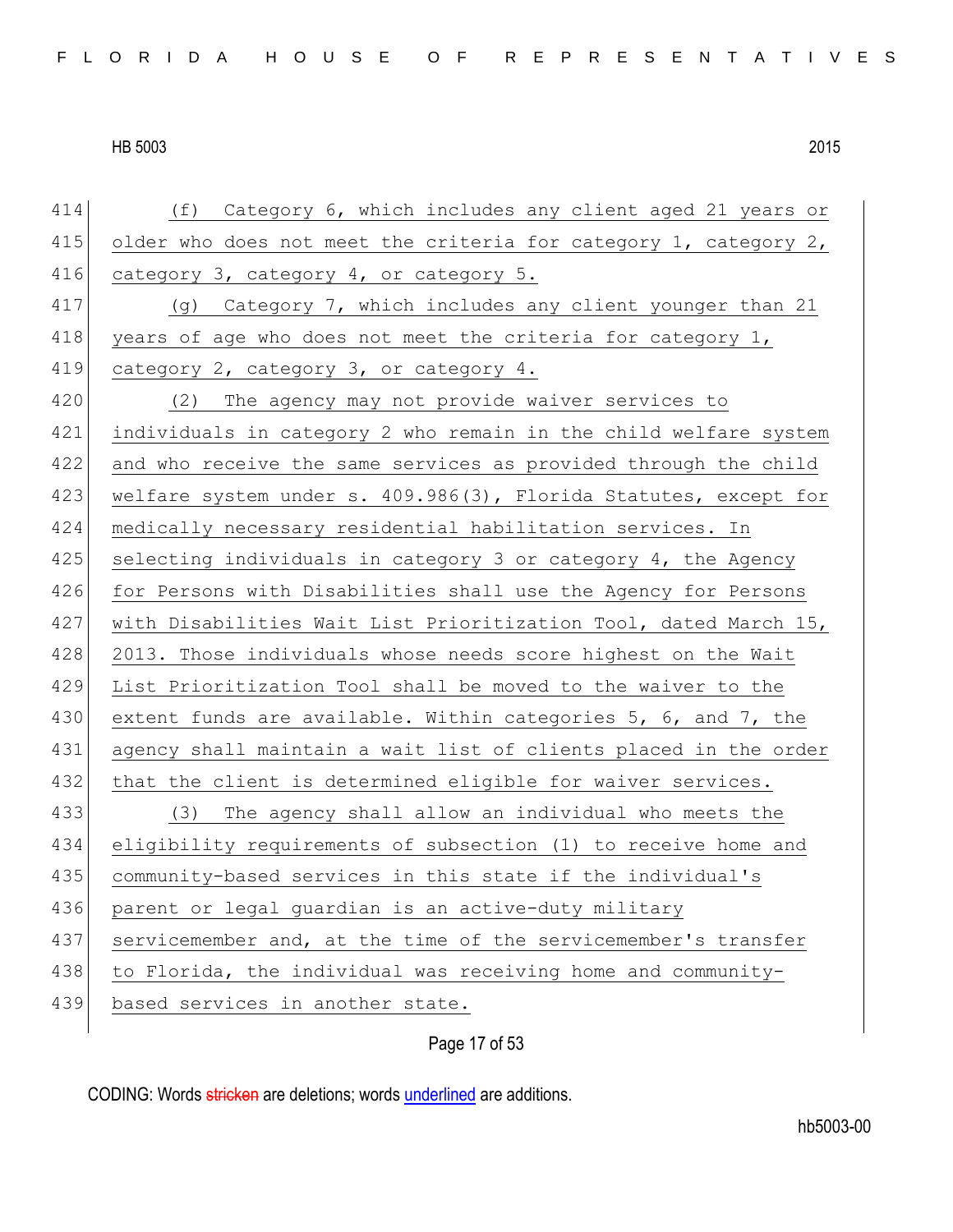(f) Category 6, which includes any client aged 21 years or older who does not meet the criteria for category 1, category 2, category 3, category 4, or category 5.

(g) Category 7, which includes any client younger than 21 years of age who does not meet the criteria for category 1, category 2, category 3, or category 4.

(2) The agency may not provide waiver services to individuals in category 2 who remain in the child welfare system and who receive the same services as provided through the child welfare system under s. 409.986(3), Florida Statutes, except for medically necessary residential habilitation services. In selecting individuals in category 3 or category 4, the Agency for Persons with Disabilities shall use the Agency for Persons with Disabilities Wait List Prioritization Tool, dated March 15, 2013. Those individuals whose needs score highest on the Wait List Prioritization Tool shall be moved to the waiver to the extent funds are available. Within categories 5, 6, and 7, the agency shall maintain a wait list of clients placed in the order that the client is determined eligible for waiver services.

(3) The agency shall allow an individual who meets the eligibility requirements of subsection (1) to receive home and community-based services in this state if the individual's parent or legal guardian is an active-duty military servicemember and, at the time of the servicemember's transfer to Florida, the individual was receiving home and community-based services in another state.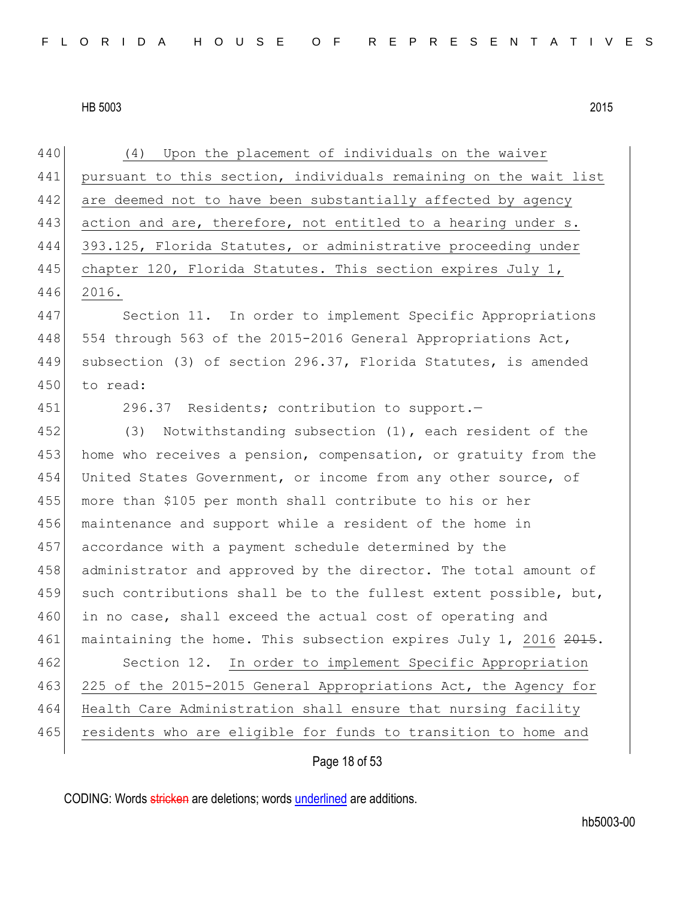(4) Upon the placement of individuals on the waiver pursuant to this section, individuals remaining on the wait list are deemed not to have been substantially affected by agency action and are, therefore, not entitled to a hearing under s. 393.125, Florida Statutes, or administrative proceeding under chapter 120, Florida Statutes. This section expires July 1, 2016.

Section 11. In order to implement Specific Appropriations 554 through 563 of the 2015-2016 General Appropriations Act, subsection (3) of section 296.37, Florida Statutes, is amended to read:

296.37 Residents; contribution to support.—

(3) Notwithstanding subsection (1), each resident of the home who receives a pension, compensation, or gratuity from the United States Government, or income from any other source, of more than $105 per month shall contribute to his or her maintenance and support while a resident of the home in accordance with a payment schedule determined by the administrator and approved by the director. The total amount of such contributions shall be to the fullest extent possible, but, in no case, shall exceed the actual cost of operating and maintaining the home. This subsection expires July 1, 2016 ~~2015~~.

Section 12. In order to implement Specific Appropriation 225 of the 2015-2015 General Appropriations Act, the Agency for Health Care Administration shall ensure that nursing facility residents who are eligible for funds to transition to home and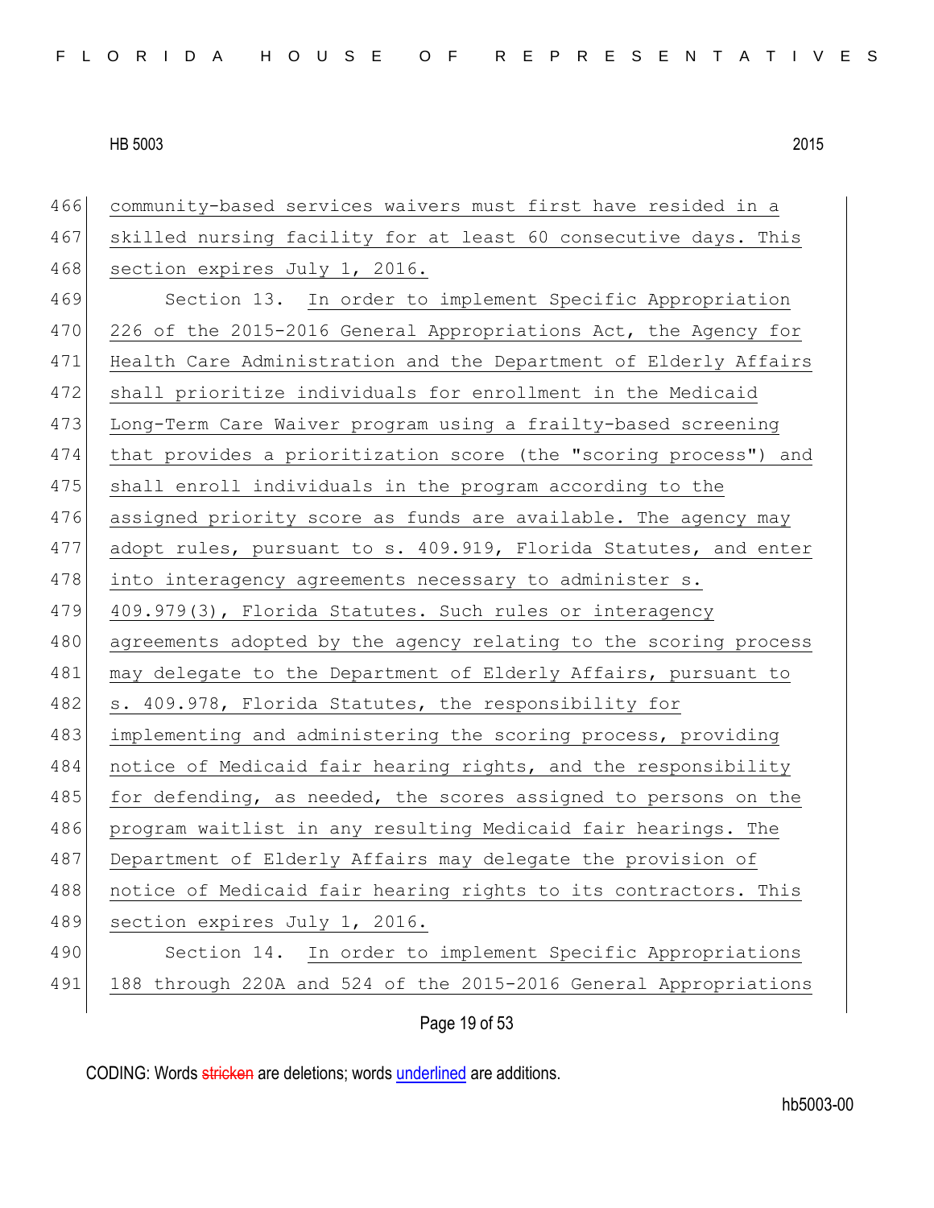community-based services waivers must first have resided in a skilled nursing facility for at least 60 consecutive days. This section expires July 1, 2016.

Section 13. In order to implement Specific Appropriation 226 of the 2015-2016 General Appropriations Act, the Agency for Health Care Administration and the Department of Elderly Affairs shall prioritize individuals for enrollment in the Medicaid Long-Term Care Waiver program using a frailty-based screening that provides a prioritization score (the "scoring process") and shall enroll individuals in the program according to the assigned priority score as funds are available. The agency may adopt rules, pursuant to s. 409.919, Florida Statutes, and enter into interagency agreements necessary to administer s. 409.979(3), Florida Statutes. Such rules or interagency agreements adopted by the agency relating to the scoring process may delegate to the Department of Elderly Affairs, pursuant to s. 409.978, Florida Statutes, the responsibility for implementing and administering the scoring process, providing notice of Medicaid fair hearing rights, and the responsibility for defending, as needed, the scores assigned to persons on the program waitlist in any resulting Medicaid fair hearings. The Department of Elderly Affairs may delegate the provision of notice of Medicaid fair hearing rights to its contractors. This section expires July 1, 2016.

Section 14. In order to implement Specific Appropriations 188 through 220A and 524 of the 2015-2016 General Appropriations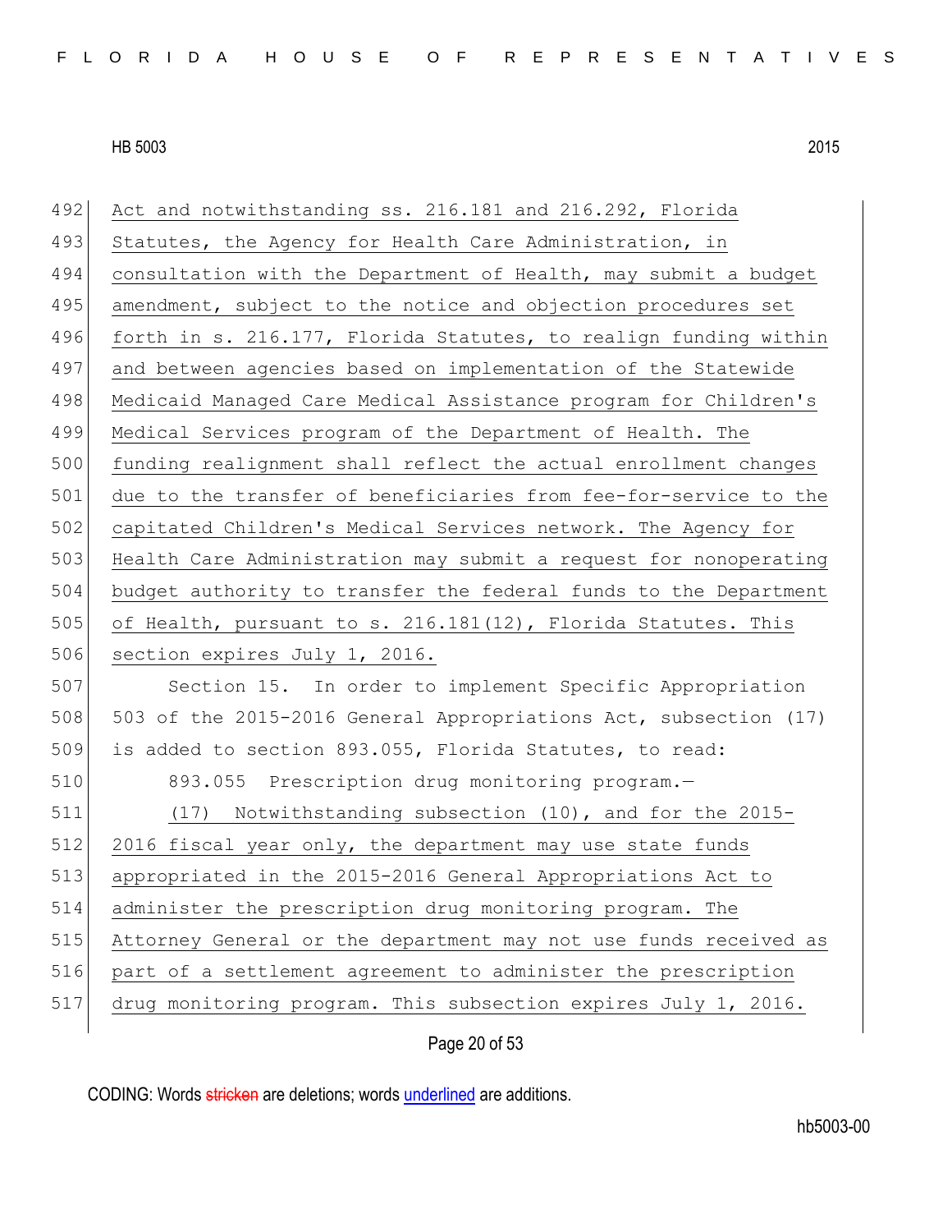Act and notwithstanding ss. 216.181 and 216.292, Florida Statutes, the Agency for Health Care Administration, in consultation with the Department of Health, may submit a budget amendment, subject to the notice and objection procedures set forth in s. 216.177, Florida Statutes, to realign funding within and between agencies based on implementation of the Statewide Medicaid Managed Care Medical Assistance program for Children's Medical Services program of the Department of Health. The funding realignment shall reflect the actual enrollment changes due to the transfer of beneficiaries from fee-for-service to the capitated Children's Medical Services network. The Agency for Health Care Administration may submit a request for nonoperating budget authority to transfer the federal funds to the Department of Health, pursuant to s. 216.181(12), Florida Statutes. This section expires July 1, 2016.

Section 15. In order to implement Specific Appropriation 503 of the 2015-2016 General Appropriations Act, subsection (17) is added to section 893.055, Florida Statutes, to read:

893.055 Prescription drug monitoring program.—

(17) Notwithstanding subsection (10), and for the 2015-2016 fiscal year only, the department may use state funds appropriated in the 2015-2016 General Appropriations Act to administer the prescription drug monitoring program. The Attorney General or the department may not use funds received as part of a settlement agreement to administer the prescription drug monitoring program. This subsection expires July 1, 2016.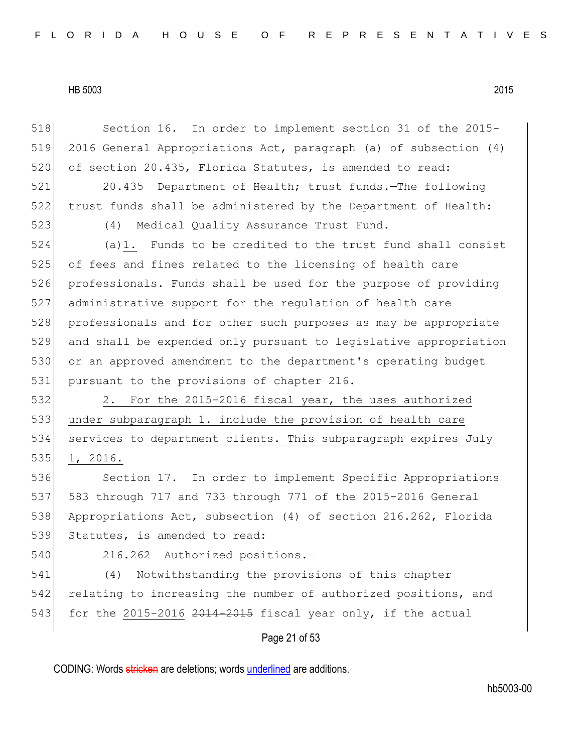Section 16. In order to implement section 31 of the 2015-2016 General Appropriations Act, paragraph (a) of subsection (4) of section 20.435, Florida Statutes, is amended to read:

20.435 Department of Health; trust funds.—The following trust funds shall be administered by the Department of Health:

(4) Medical Quality Assurance Trust Fund.

(a)<u>1.</u> Funds to be credited to the trust fund shall consist of fees and fines related to the licensing of health care professionals. Funds shall be used for the purpose of providing administrative support for the regulation of health care professionals and for other such purposes as may be appropriate and shall be expended only pursuant to legislative appropriation or an approved amendment to the department's operating budget pursuant to the provisions of chapter 216.

<u>2. For the 2015-2016 fiscal year, the uses authorized under subparagraph 1. include the provision of health care services to department clients. This subparagraph expires July 1, 2016.</u>

Section 17. In order to implement Specific Appropriations 583 through 717 and 733 through 771 of the 2015-2016 General Appropriations Act, subsection (4) of section 216.262, Florida Statutes, is amended to read:

216.262 Authorized positions.—

(4) Notwithstanding the provisions of this chapter relating to increasing the number of authorized positions, and for the <u>2015-2016</u> ~~2014-2015~~ fiscal year only, if the actual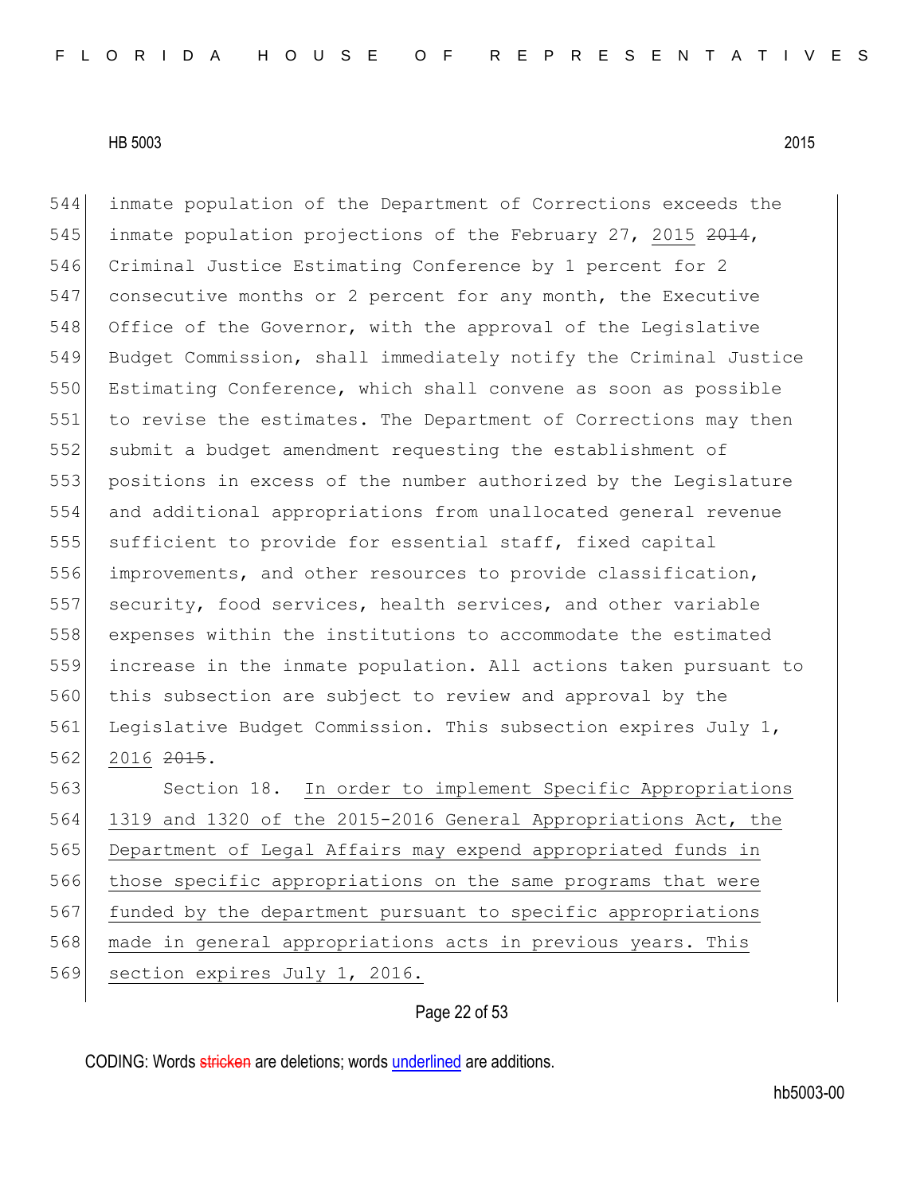inmate population of the Department of Corrections exceeds the inmate population projections of the February 27, 2015 ~~2014~~, Criminal Justice Estimating Conference by 1 percent for 2 consecutive months or 2 percent for any month, the Executive Office of the Governor, with the approval of the Legislative Budget Commission, shall immediately notify the Criminal Justice Estimating Conference, which shall convene as soon as possible to revise the estimates. The Department of Corrections may then submit a budget amendment requesting the establishment of positions in excess of the number authorized by the Legislature and additional appropriations from unallocated general revenue sufficient to provide for essential staff, fixed capital improvements, and other resources to provide classification, security, food services, health services, and other variable expenses within the institutions to accommodate the estimated increase in the inmate population. All actions taken pursuant to this subsection are subject to review and approval by the Legislative Budget Commission. This subsection expires July 1, 2016 ~~2015~~.

Section 18. In order to implement Specific Appropriations 1319 and 1320 of the 2015-2016 General Appropriations Act, the Department of Legal Affairs may expend appropriated funds in those specific appropriations on the same programs that were funded by the department pursuant to specific appropriations made in general appropriations acts in previous years. This section expires July 1, 2016.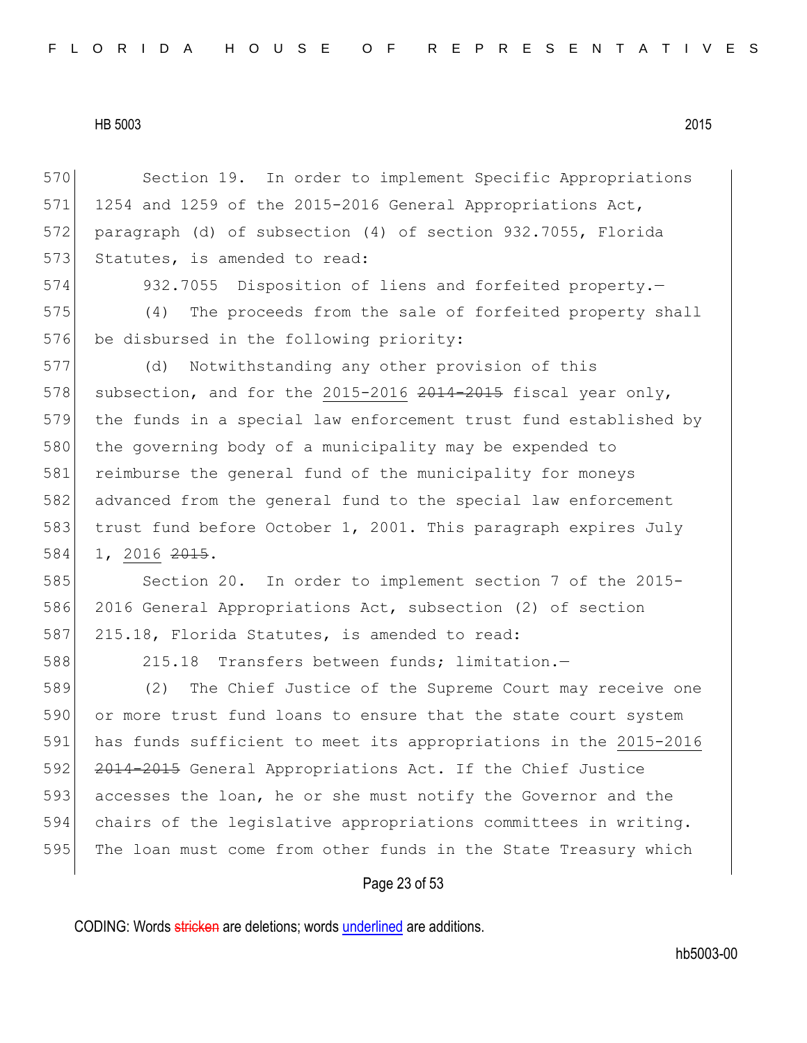Section 19. In order to implement Specific Appropriations 1254 and 1259 of the 2015-2016 General Appropriations Act, paragraph (d) of subsection (4) of section 932.7055, Florida Statutes, is amended to read:

932.7055 Disposition of liens and forfeited property.—

(4) The proceeds from the sale of forfeited property shall be disbursed in the following priority:

(d) Notwithstanding any other provision of this subsection, and for the 2015-2016 ~~2014-2015~~ fiscal year only, the funds in a special law enforcement trust fund established by the governing body of a municipality may be expended to reimburse the general fund of the municipality for moneys advanced from the general fund to the special law enforcement trust fund before October 1, 2001. This paragraph expires July 1, 2016 ~~2015~~.

Section 20. In order to implement section 7 of the 2015-2016 General Appropriations Act, subsection (2) of section 215.18, Florida Statutes, is amended to read:

215.18 Transfers between funds; limitation.—

(2) The Chief Justice of the Supreme Court may receive one or more trust fund loans to ensure that the state court system has funds sufficient to meet its appropriations in the 2015-2016 ~~2014-2015~~ General Appropriations Act. If the Chief Justice accesses the loan, he or she must notify the Governor and the chairs of the legislative appropriations committees in writing. The loan must come from other funds in the State Treasury which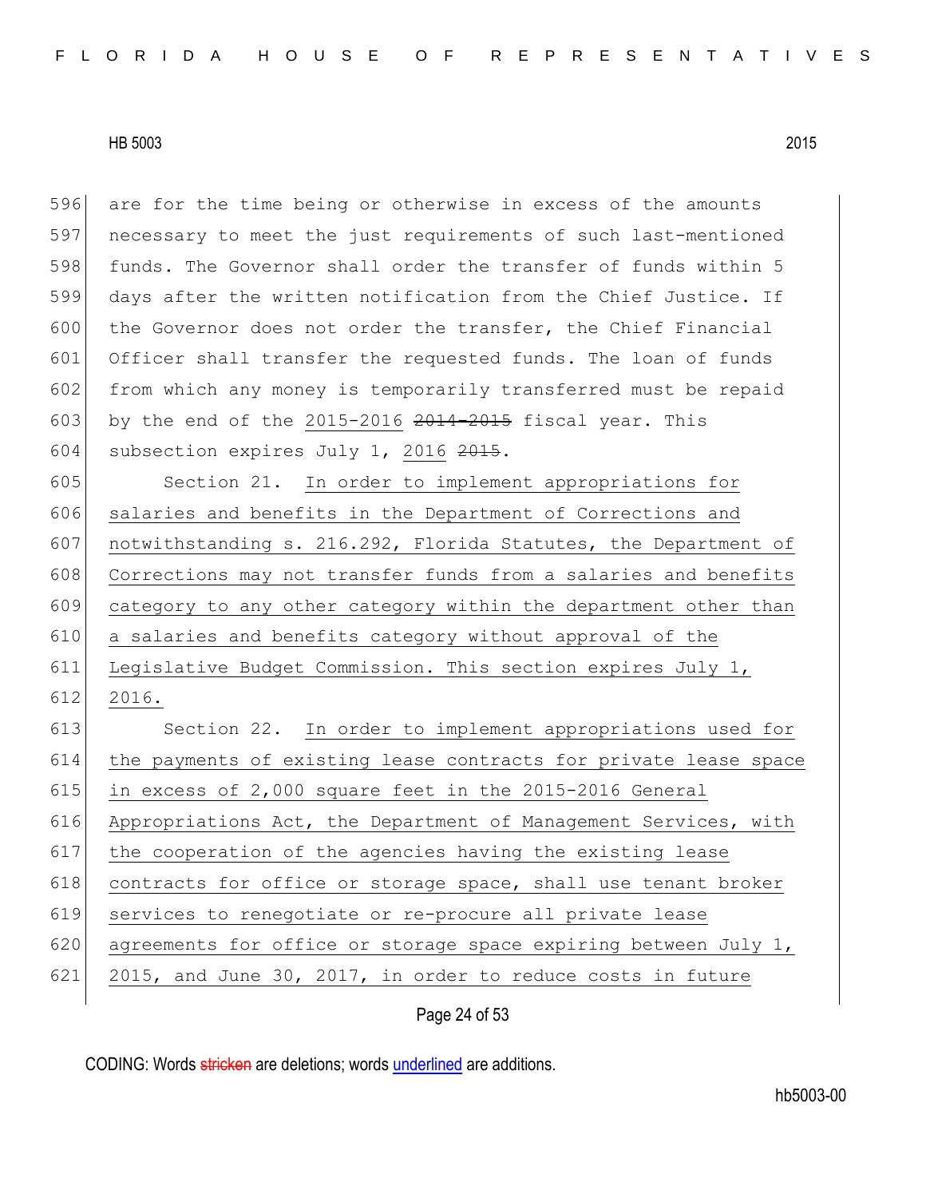are for the time being or otherwise in excess of the amounts necessary to meet the just requirements of such last-mentioned funds. The Governor shall order the transfer of funds within 5 days after the written notification from the Chief Justice. If the Governor does not order the transfer, the Chief Financial Officer shall transfer the requested funds. The loan of funds from which any money is temporarily transferred must be repaid by the end of the 2015-2016 ~~2014-2015~~ fiscal year. This subsection expires July 1, 2016 ~~2015~~.

Section 21. In order to implement appropriations for salaries and benefits in the Department of Corrections and notwithstanding s. 216.292, Florida Statutes, the Department of Corrections may not transfer funds from a salaries and benefits category to any other category within the department other than a salaries and benefits category without approval of the Legislative Budget Commission. This section expires July 1, 2016.

Section 22. In order to implement appropriations used for the payments of existing lease contracts for private lease space in excess of 2,000 square feet in the 2015-2016 General Appropriations Act, the Department of Management Services, with the cooperation of the agencies having the existing lease contracts for office or storage space, shall use tenant broker services to renegotiate or re-procure all private lease agreements for office or storage space expiring between July 1, 2015, and June 30, 2017, in order to reduce costs in future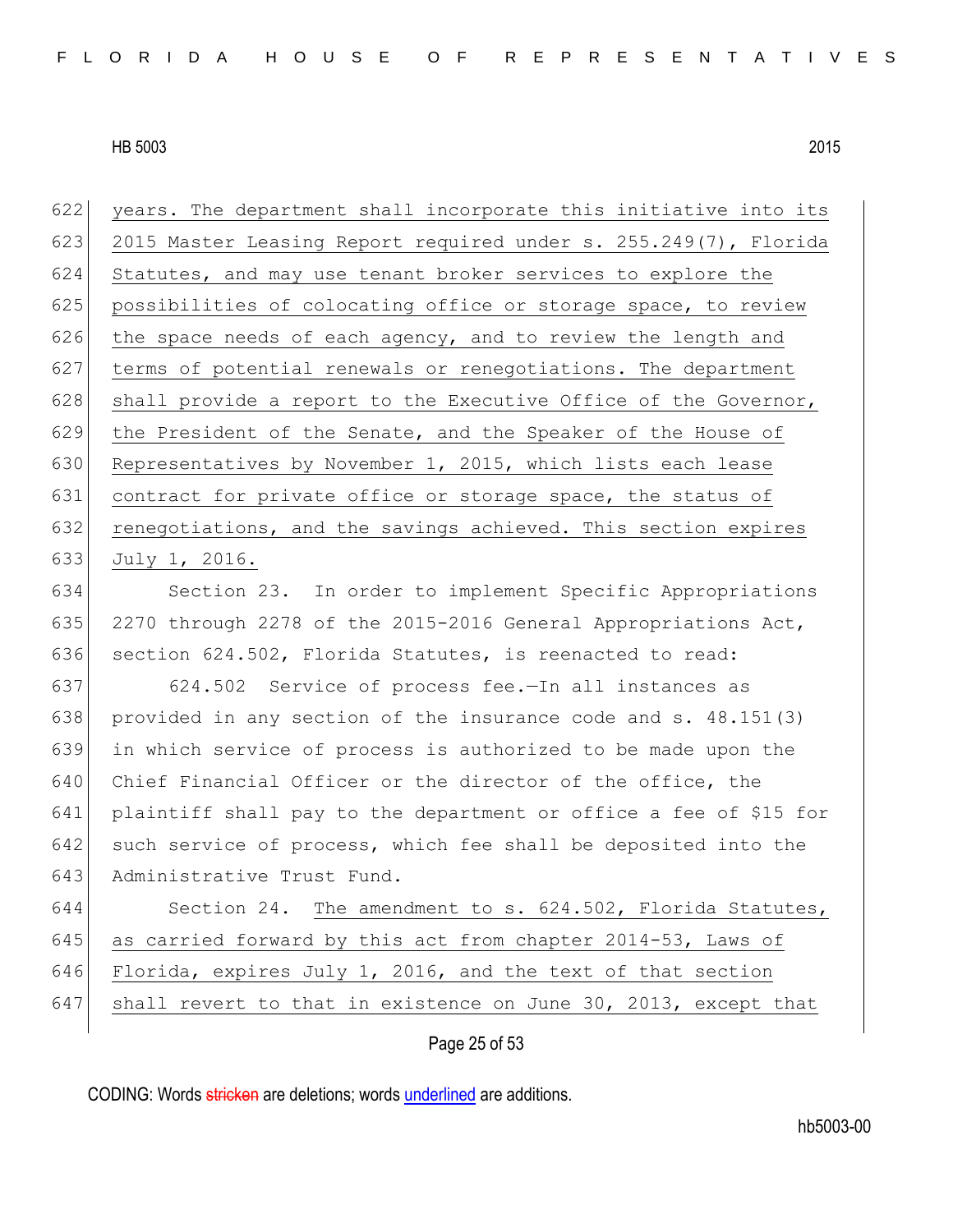years. The department shall incorporate this initiative into its 2015 Master Leasing Report required under s. 255.249(7), Florida Statutes, and may use tenant broker services to explore the possibilities of colocating office or storage space, to review the space needs of each agency, and to review the length and terms of potential renewals or renegotiations. The department shall provide a report to the Executive Office of the Governor, the President of the Senate, and the Speaker of the House of Representatives by November 1, 2015, which lists each lease contract for private office or storage space, the status of renegotiations, and the savings achieved. This section expires July 1, 2016.

Section 23. In order to implement Specific Appropriations 2270 through 2278 of the 2015-2016 General Appropriations Act, section 624.502, Florida Statutes, is reenacted to read:

624.502 Service of process fee.—In all instances as provided in any section of the insurance code and s. 48.151(3) in which service of process is authorized to be made upon the Chief Financial Officer or the director of the office, the plaintiff shall pay to the department or office a fee of $15 for such service of process, which fee shall be deposited into the Administrative Trust Fund.

Section 24. The amendment to s. 624.502, Florida Statutes, as carried forward by this act from chapter 2014-53, Laws of Florida, expires July 1, 2016, and the text of that section shall revert to that in existence on June 30, 2013, except that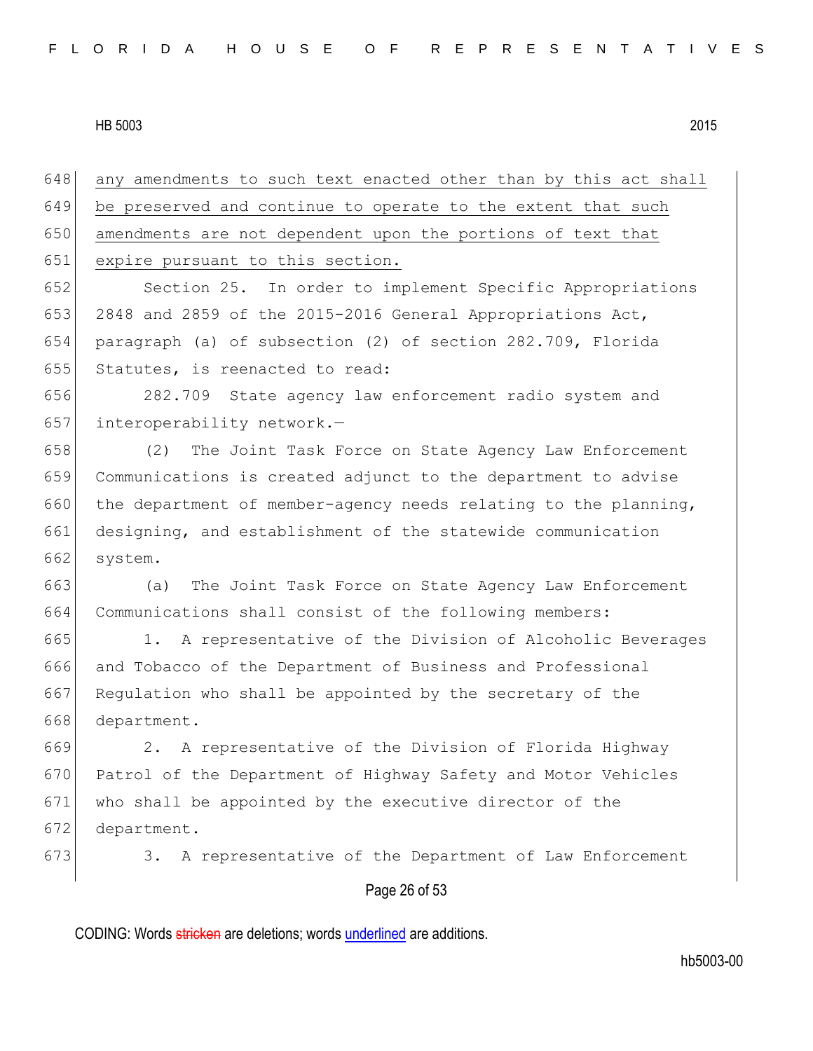any amendments to such text enacted other than by this act shall be preserved and continue to operate to the extent that such amendments are not dependent upon the portions of text that expire pursuant to this section.

Section 25. In order to implement Specific Appropriations 2848 and 2859 of the 2015-2016 General Appropriations Act, paragraph (a) of subsection (2) of section 282.709, Florida Statutes, is reenacted to read:

282.709 State agency law enforcement radio system and interoperability network.—

(2) The Joint Task Force on State Agency Law Enforcement Communications is created adjunct to the department to advise the department of member-agency needs relating to the planning, designing, and establishment of the statewide communication system.

(a) The Joint Task Force on State Agency Law Enforcement Communications shall consist of the following members:

1. A representative of the Division of Alcoholic Beverages and Tobacco of the Department of Business and Professional Regulation who shall be appointed by the secretary of the department.

2. A representative of the Division of Florida Highway Patrol of the Department of Highway Safety and Motor Vehicles who shall be appointed by the executive director of the department.

3. A representative of the Department of Law Enforcement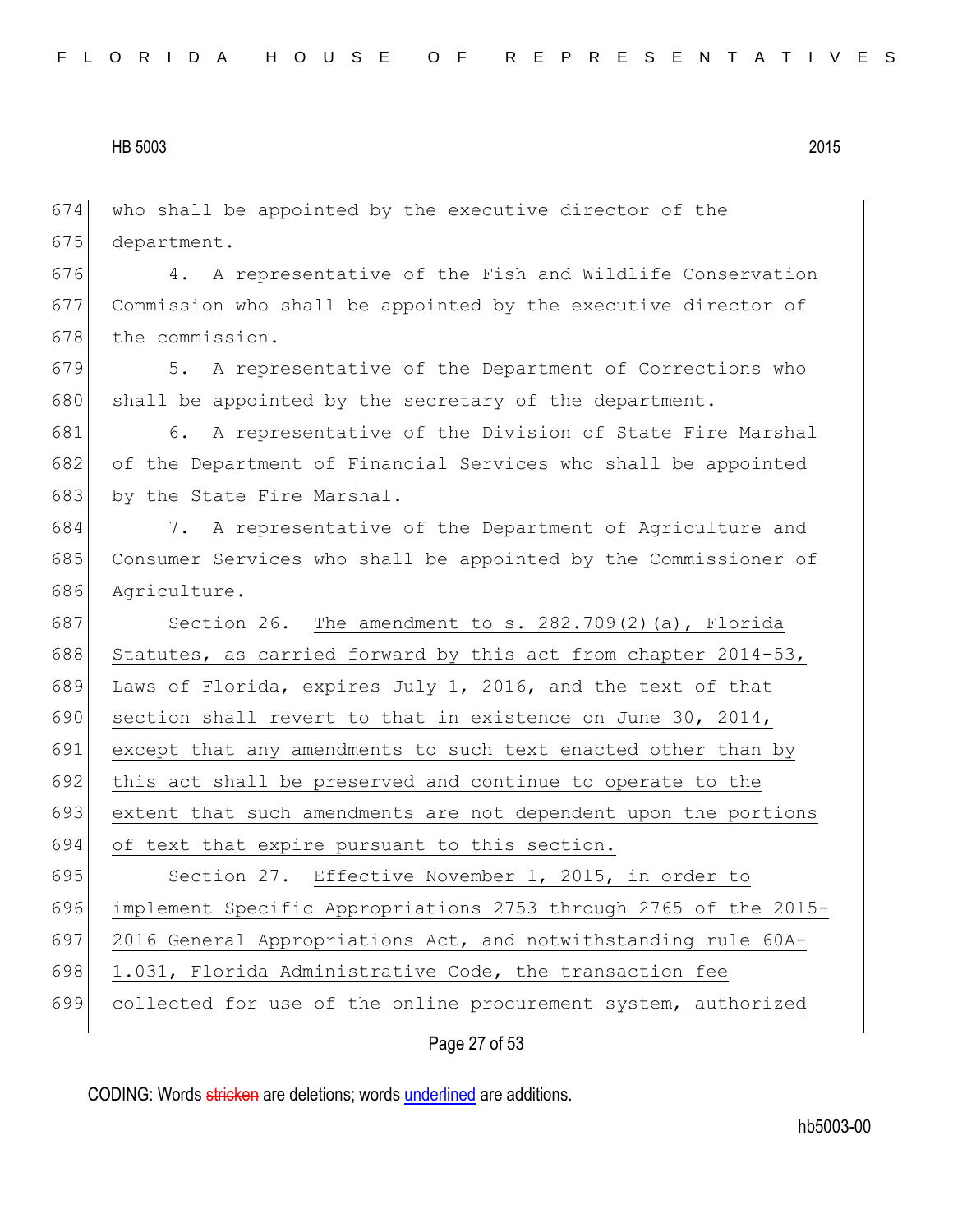who shall be appointed by the executive director of the department.

4. A representative of the Fish and Wildlife Conservation Commission who shall be appointed by the executive director of the commission.

5. A representative of the Department of Corrections who shall be appointed by the secretary of the department.

6. A representative of the Division of State Fire Marshal of the Department of Financial Services who shall be appointed by the State Fire Marshal.

7. A representative of the Department of Agriculture and Consumer Services who shall be appointed by the Commissioner of Agriculture.

Section 26. The amendment to s. 282.709(2)(a), Florida Statutes, as carried forward by this act from chapter 2014-53, Laws of Florida, expires July 1, 2016, and the text of that section shall revert to that in existence on June 30, 2014, except that any amendments to such text enacted other than by this act shall be preserved and continue to operate to the extent that such amendments are not dependent upon the portions of text that expire pursuant to this section.

Section 27. Effective November 1, 2015, in order to implement Specific Appropriations 2753 through 2765 of the 2015-2016 General Appropriations Act, and notwithstanding rule 60A-1.031, Florida Administrative Code, the transaction fee collected for use of the online procurement system, authorized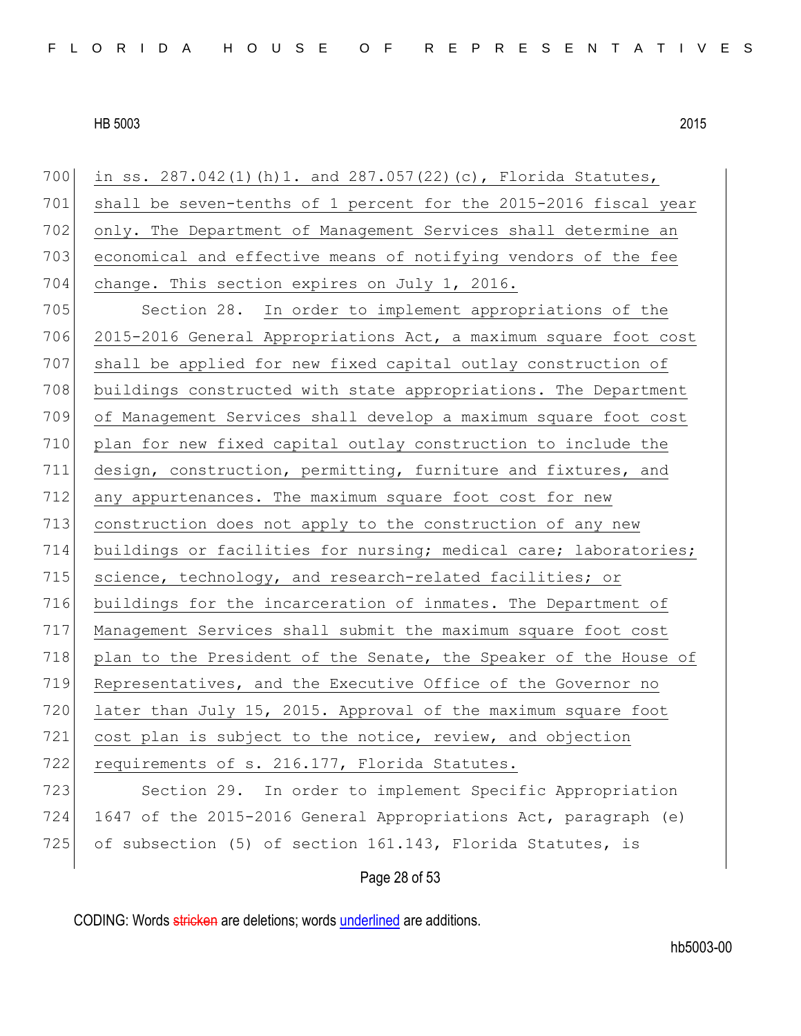in ss. 287.042(1)(h)1. and 287.057(22)(c), Florida Statutes, shall be seven-tenths of 1 percent for the 2015-2016 fiscal year only. The Department of Management Services shall determine an economical and effective means of notifying vendors of the fee change. This section expires on July 1, 2016.

Section 28. In order to implement appropriations of the 2015-2016 General Appropriations Act, a maximum square foot cost shall be applied for new fixed capital outlay construction of buildings constructed with state appropriations. The Department of Management Services shall develop a maximum square foot cost plan for new fixed capital outlay construction to include the design, construction, permitting, furniture and fixtures, and any appurtenances. The maximum square foot cost for new construction does not apply to the construction of any new buildings or facilities for nursing; medical care; laboratories; science, technology, and research-related facilities; or buildings for the incarceration of inmates. The Department of Management Services shall submit the maximum square foot cost plan to the President of the Senate, the Speaker of the House of Representatives, and the Executive Office of the Governor no later than July 15, 2015. Approval of the maximum square foot cost plan is subject to the notice, review, and objection requirements of s. 216.177, Florida Statutes.

Section 29. In order to implement Specific Appropriation 1647 of the 2015-2016 General Appropriations Act, paragraph (e) of subsection (5) of section 161.143, Florida Statutes, is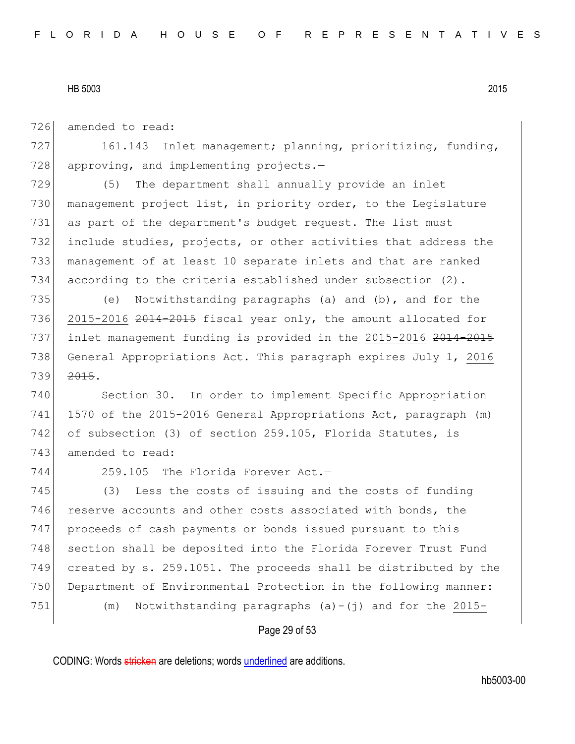amended to read:

161.143 Inlet management; planning, prioritizing, funding, approving, and implementing projects.—

(5) The department shall annually provide an inlet management project list, in priority order, to the Legislature as part of the department's budget request. The list must include studies, projects, or other activities that address the management of at least 10 separate inlets and that are ranked according to the criteria established under subsection (2).

(e) Notwithstanding paragraphs (a) and (b), and for the <u>2015-2016</u> ~~2014-2015~~ fiscal year only, the amount allocated for inlet management funding is provided in the <u>2015-2016</u> ~~2014-2015~~ General Appropriations Act. This paragraph expires July 1, <u>2016</u> ~~2015~~.

Section 30. In order to implement Specific Appropriation 1570 of the 2015-2016 General Appropriations Act, paragraph (m) of subsection (3) of section 259.105, Florida Statutes, is amended to read:

259.105 The Florida Forever Act.—

(3) Less the costs of issuing and the costs of funding reserve accounts and other costs associated with bonds, the proceeds of cash payments or bonds issued pursuant to this section shall be deposited into the Florida Forever Trust Fund created by s. 259.1051. The proceeds shall be distributed by the Department of Environmental Protection in the following manner:

(m) Notwithstanding paragraphs (a)-(j) and for the <u>2015-</u>

CODING: Words ~~stricken~~ are deletions; words <u>underlined</u> are additions.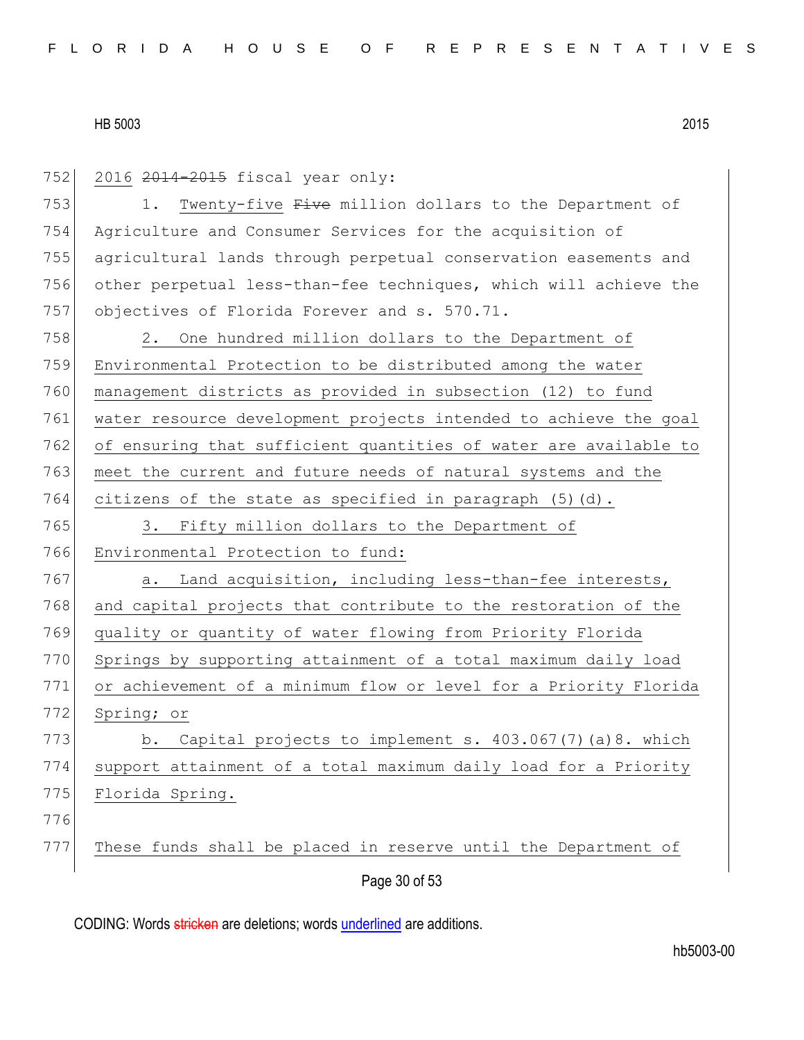2016 ~~2014-2015~~ fiscal year only:

1. Twenty-five ~~Five~~ million dollars to the Department of Agriculture and Consumer Services for the acquisition of agricultural lands through perpetual conservation easements and other perpetual less-than-fee techniques, which will achieve the objectives of Florida Forever and s. 570.71.

2. One hundred million dollars to the Department of Environmental Protection to be distributed among the water management districts as provided in subsection (12) to fund water resource development projects intended to achieve the goal of ensuring that sufficient quantities of water are available to meet the current and future needs of natural systems and the citizens of the state as specified in paragraph (5)(d).

3. Fifty million dollars to the Department of Environmental Protection to fund:

a. Land acquisition, including less-than-fee interests, and capital projects that contribute to the restoration of the quality or quantity of water flowing from Priority Florida Springs by supporting attainment of a total maximum daily load or achievement of a minimum flow or level for a Priority Florida Spring; or

b. Capital projects to implement s. 403.067(7)(a)8. which support attainment of a total maximum daily load for a Priority Florida Spring.

These funds shall be placed in reserve until the Department of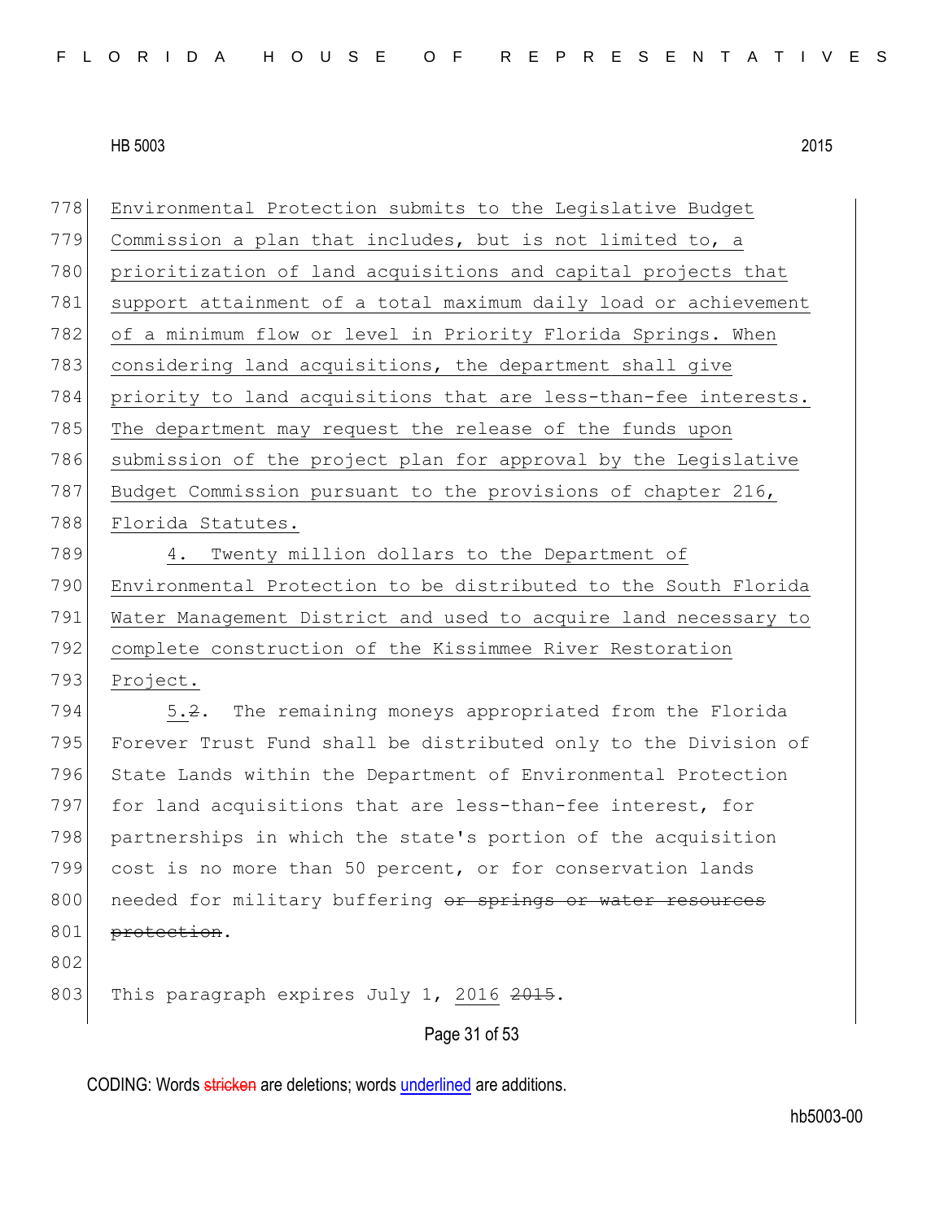Environmental Protection submits to the Legislative Budget Commission a plan that includes, but is not limited to, a prioritization of land acquisitions and capital projects that support attainment of a total maximum daily load or achievement of a minimum flow or level in Priority Florida Springs. When considering land acquisitions, the department shall give priority to land acquisitions that are less-than-fee interests. The department may request the release of the funds upon submission of the project plan for approval by the Legislative Budget Commission pursuant to the provisions of chapter 216, Florida Statutes.

4. Twenty million dollars to the Department of Environmental Protection to be distributed to the South Florida Water Management District and used to acquire land necessary to complete construction of the Kissimmee River Restoration Project.

5.~~2~~. The remaining moneys appropriated from the Florida Forever Trust Fund shall be distributed only to the Division of State Lands within the Department of Environmental Protection for land acquisitions that are less-than-fee interest, for partnerships in which the state's portion of the acquisition cost is no more than 50 percent, or for conservation lands needed for military buffering ~~or springs or water resources protection~~.

This paragraph expires July 1, 2016 ~~2015~~.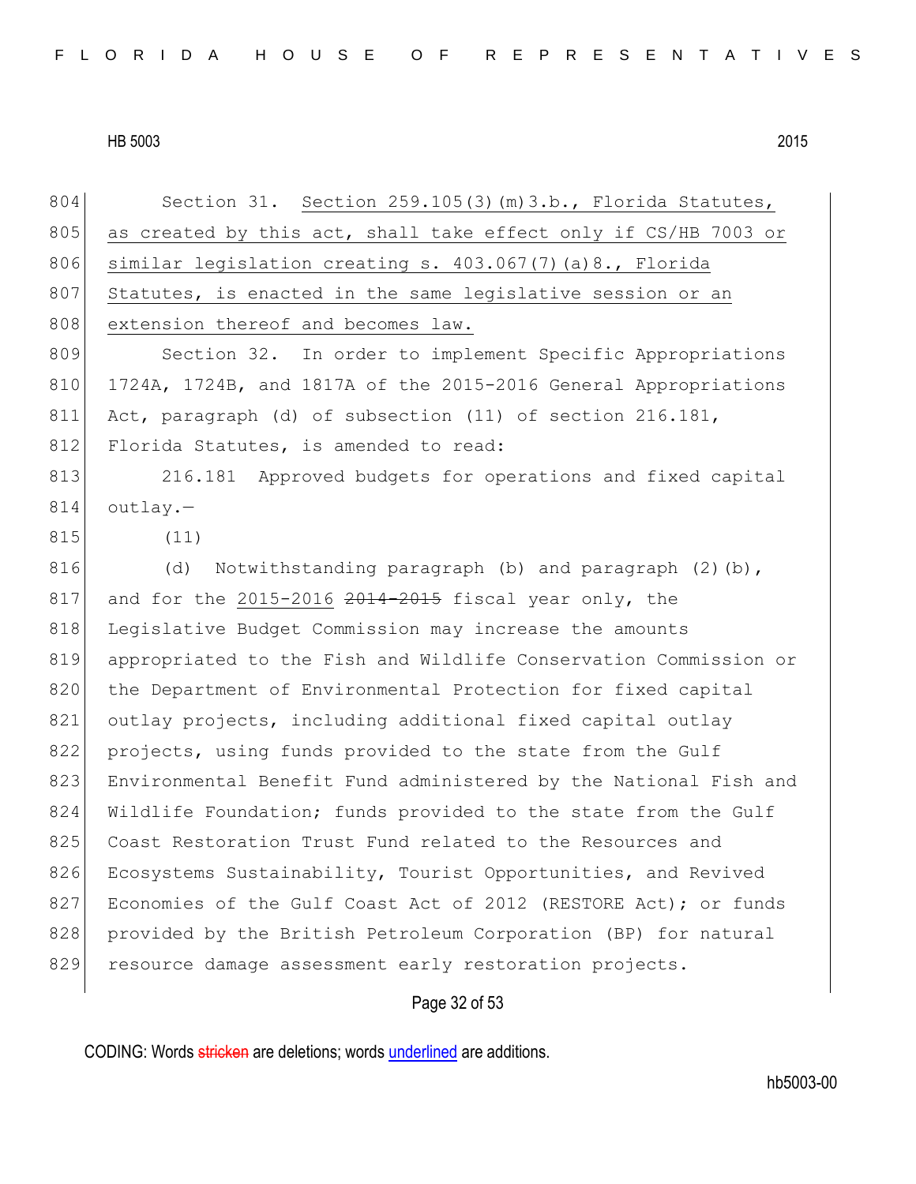Section 31. <u>Section 259.105(3)(m)3.b., Florida Statutes, as created by this act, shall take effect only if CS/HB 7003 or similar legislation creating s. 403.067(7)(a)8., Florida Statutes, is enacted in the same legislative session or an extension thereof and becomes law.</u>

Section 32. In order to implement Specific Appropriations 1724A, 1724B, and 1817A of the 2015-2016 General Appropriations Act, paragraph (d) of subsection (11) of section 216.181, Florida Statutes, is amended to read:

216.181 Approved budgets for operations and fixed capital outlay.—

(11)

(d) Notwithstanding paragraph (b) and paragraph (2)(b), and for the <u>2015-2016</u> ~~2014-2015~~ fiscal year only, the Legislative Budget Commission may increase the amounts appropriated to the Fish and Wildlife Conservation Commission or the Department of Environmental Protection for fixed capital outlay projects, including additional fixed capital outlay projects, using funds provided to the state from the Gulf Environmental Benefit Fund administered by the National Fish and Wildlife Foundation; funds provided to the state from the Gulf Coast Restoration Trust Fund related to the Resources and Ecosystems Sustainability, Tourist Opportunities, and Revived Economies of the Gulf Coast Act of 2012 (RESTORE Act); or funds provided by the British Petroleum Corporation (BP) for natural resource damage assessment early restoration projects.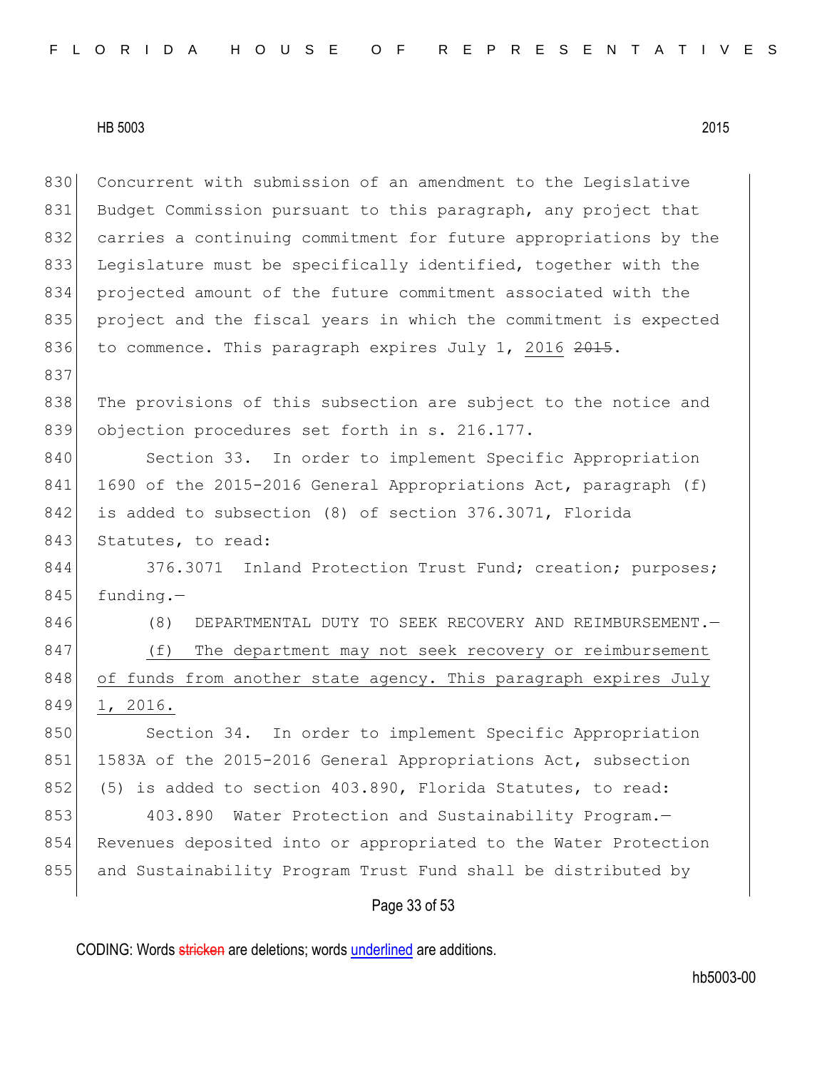Concurrent with submission of an amendment to the Legislative Budget Commission pursuant to this paragraph, any project that carries a continuing commitment for future appropriations by the Legislature must be specifically identified, together with the projected amount of the future commitment associated with the project and the fiscal years in which the commitment is expected to commence. This paragraph expires July 1, 2016 ~~2015~~.

The provisions of this subsection are subject to the notice and objection procedures set forth in s. 216.177.

Section 33. In order to implement Specific Appropriation 1690 of the 2015-2016 General Appropriations Act, paragraph (f) is added to subsection (8) of section 376.3071, Florida Statutes, to read:

376.3071 Inland Protection Trust Fund; creation; purposes; funding.—

(8) DEPARTMENTAL DUTY TO SEEK RECOVERY AND REIMBURSEMENT.—

(f) The department may not seek recovery or reimbursement of funds from another state agency. This paragraph expires July 1, 2016.

Section 34. In order to implement Specific Appropriation 1583A of the 2015-2016 General Appropriations Act, subsection (5) is added to section 403.890, Florida Statutes, to read:

403.890 Water Protection and Sustainability Program.—Revenues deposited into or appropriated to the Water Protection and Sustainability Program Trust Fund shall be distributed by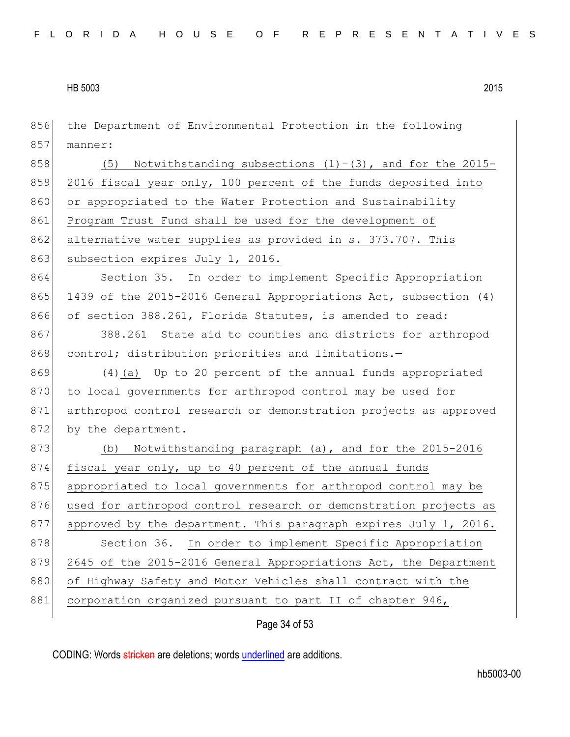the Department of Environmental Protection in the following manner:

(5) Notwithstanding subsections (1)-(3), and for the 2015-2016 fiscal year only, 100 percent of the funds deposited into or appropriated to the Water Protection and Sustainability Program Trust Fund shall be used for the development of alternative water supplies as provided in s. 373.707. This subsection expires July 1, 2016.

Section 35. In order to implement Specific Appropriation 1439 of the 2015-2016 General Appropriations Act, subsection (4) of section 388.261, Florida Statutes, is amended to read:

388.261 State aid to counties and districts for arthropod control; distribution priorities and limitations.—

(4)(a) Up to 20 percent of the annual funds appropriated to local governments for arthropod control may be used for arthropod control research or demonstration projects as approved by the department.

(b) Notwithstanding paragraph (a), and for the 2015-2016 fiscal year only, up to 40 percent of the annual funds appropriated to local governments for arthropod control may be used for arthropod control research or demonstration projects as approved by the department. This paragraph expires July 1, 2016.

Section 36. In order to implement Specific Appropriation 2645 of the 2015-2016 General Appropriations Act, the Department of Highway Safety and Motor Vehicles shall contract with the corporation organized pursuant to part II of chapter 946,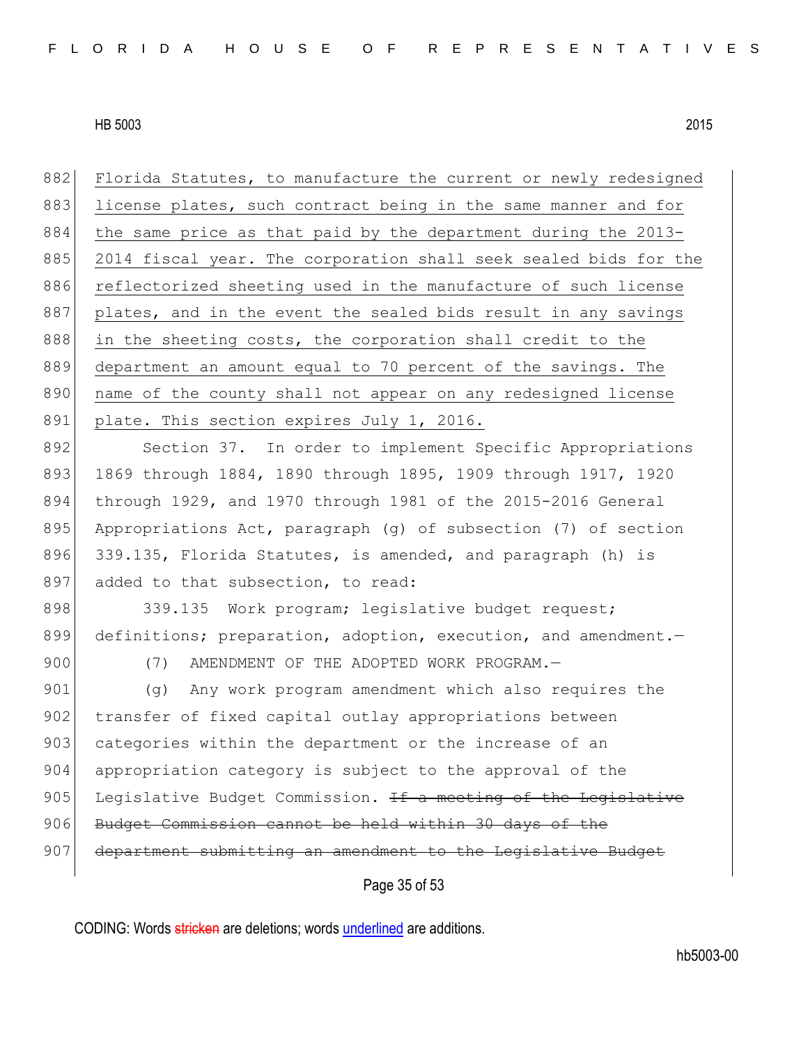Florida Statutes, to manufacture the current or newly redesigned license plates, such contract being in the same manner and for the same price as that paid by the department during the 2013-2014 fiscal year. The corporation shall seek sealed bids for the reflectorized sheeting used in the manufacture of such license plates, and in the event the sealed bids result in any savings in the sheeting costs, the corporation shall credit to the department an amount equal to 70 percent of the savings. The name of the county shall not appear on any redesigned license plate. This section expires July 1, 2016.

Section 37. In order to implement Specific Appropriations 1869 through 1884, 1890 through 1895, 1909 through 1917, 1920 through 1929, and 1970 through 1981 of the 2015-2016 General Appropriations Act, paragraph (g) of subsection (7) of section 339.135, Florida Statutes, is amended, and paragraph (h) is added to that subsection, to read:

339.135 Work program; legislative budget request; definitions; preparation, adoption, execution, and amendment.—

(7) AMENDMENT OF THE ADOPTED WORK PROGRAM.—

(g) Any work program amendment which also requires the transfer of fixed capital outlay appropriations between categories within the department or the increase of an appropriation category is subject to the approval of the Legislative Budget Commission. ~~If a meeting of the Legislative Budget Commission cannot be held within 30 days of the department submitting an amendment to the Legislative Budget~~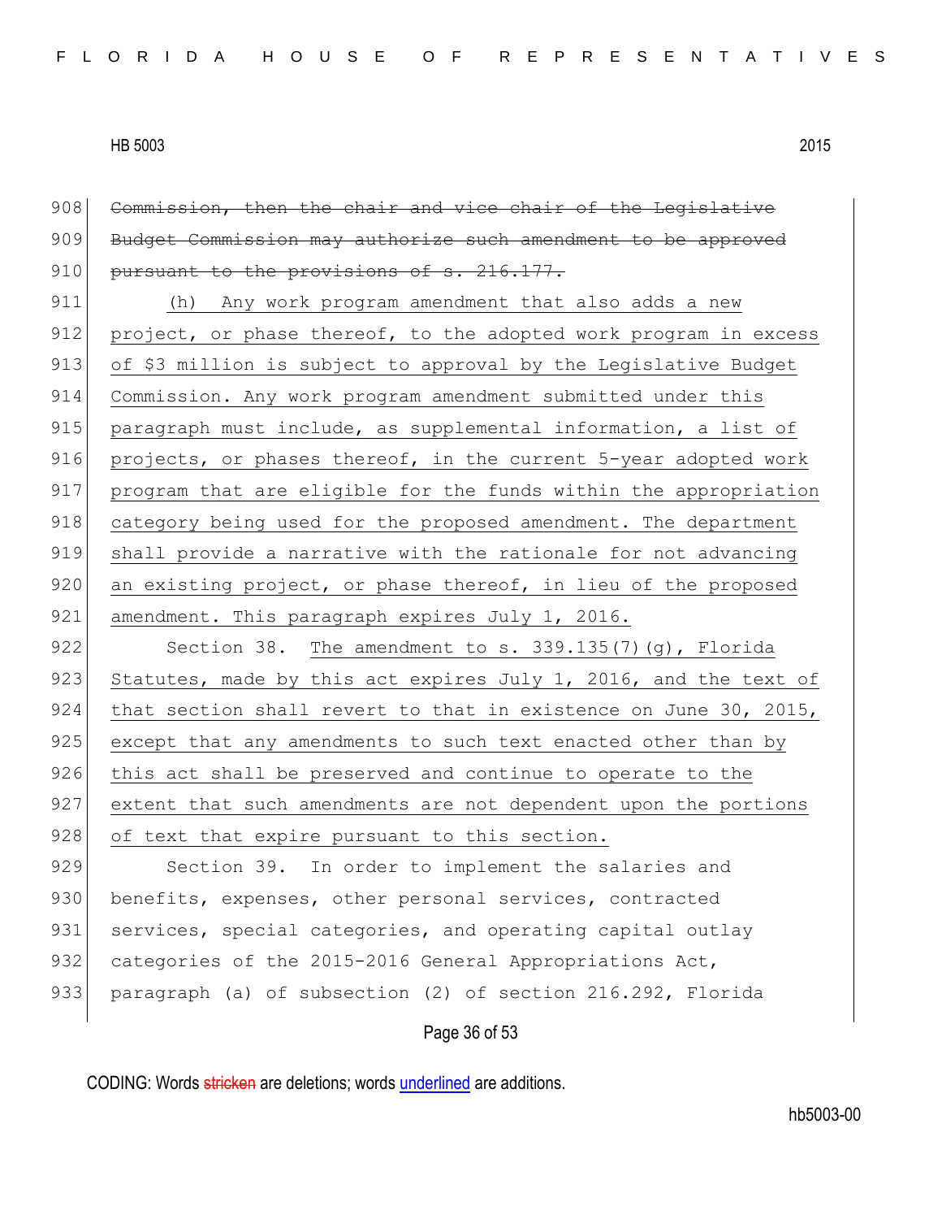~~Commission, then the chair and vice chair of the Legislative Budget Commission may authorize such amendment to be approved pursuant to the provisions of s. 216.177.~~

(h) Any work program amendment that also adds a new project, or phase thereof, to the adopted work program in excess of $3 million is subject to approval by the Legislative Budget Commission. Any work program amendment submitted under this paragraph must include, as supplemental information, a list of projects, or phases thereof, in the current 5-year adopted work program that are eligible for the funds within the appropriation category being used for the proposed amendment. The department shall provide a narrative with the rationale for not advancing an existing project, or phase thereof, in lieu of the proposed amendment. This paragraph expires July 1, 2016.

Section 38. The amendment to s. 339.135(7)(g), Florida Statutes, made by this act expires July 1, 2016, and the text of that section shall revert to that in existence on June 30, 2015, except that any amendments to such text enacted other than by this act shall be preserved and continue to operate to the extent that such amendments are not dependent upon the portions of text that expire pursuant to this section.

Section 39. In order to implement the salaries and benefits, expenses, other personal services, contracted services, special categories, and operating capital outlay categories of the 2015-2016 General Appropriations Act, paragraph (a) of subsection (2) of section 216.292, Florida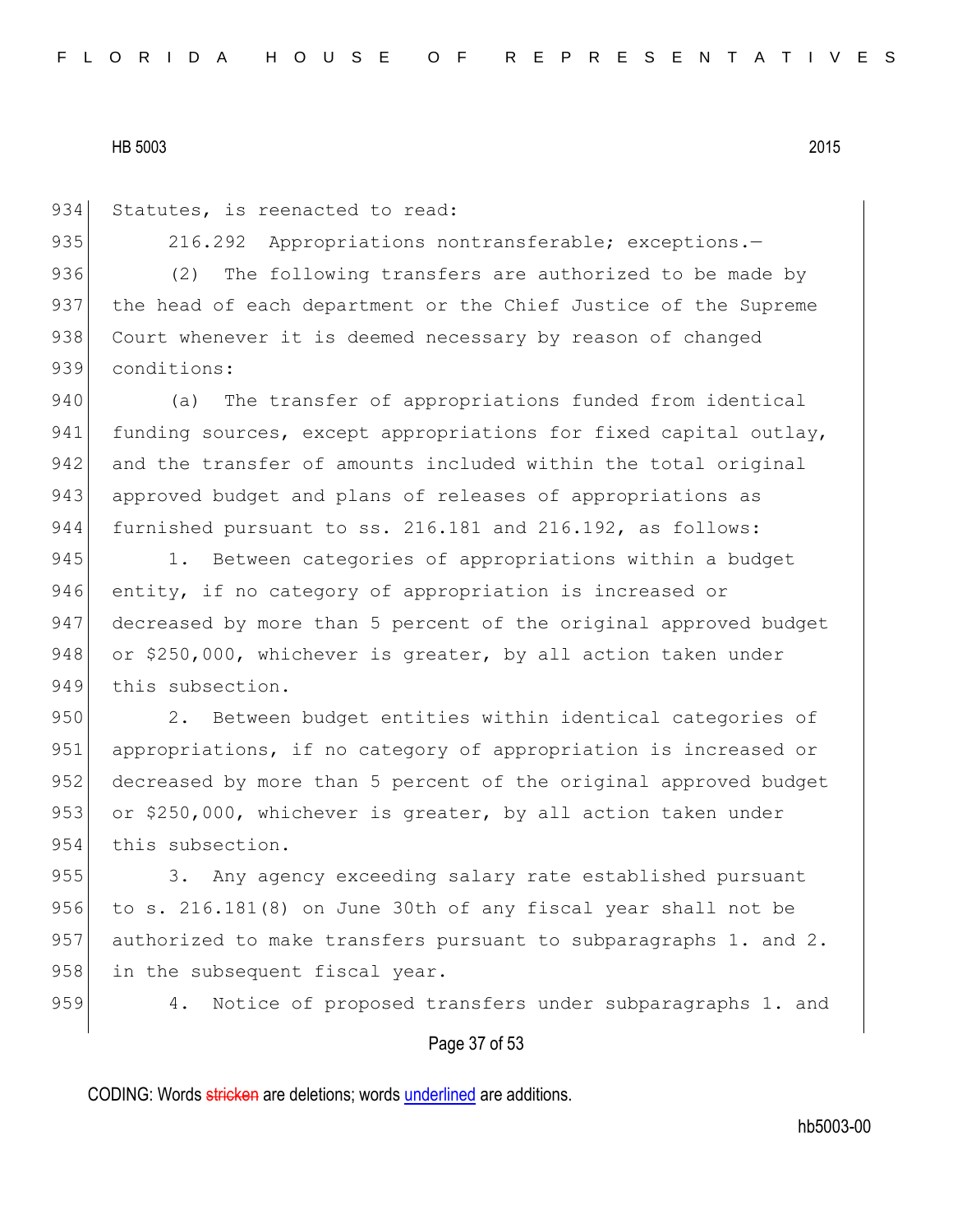Statutes, is reenacted to read:

216.292 Appropriations nontransferable; exceptions.—

(2) The following transfers are authorized to be made by the head of each department or the Chief Justice of the Supreme Court whenever it is deemed necessary by reason of changed conditions:

(a) The transfer of appropriations funded from identical funding sources, except appropriations for fixed capital outlay, and the transfer of amounts included within the total original approved budget and plans of releases of appropriations as furnished pursuant to ss. 216.181 and 216.192, as follows:

1. Between categories of appropriations within a budget entity, if no category of appropriation is increased or decreased by more than 5 percent of the original approved budget or $250,000, whichever is greater, by all action taken under this subsection.

2. Between budget entities within identical categories of appropriations, if no category of appropriation is increased or decreased by more than 5 percent of the original approved budget or $250,000, whichever is greater, by all action taken under this subsection.

3. Any agency exceeding salary rate established pursuant to s. 216.181(8) on June 30th of any fiscal year shall not be authorized to make transfers pursuant to subparagraphs 1. and 2. in the subsequent fiscal year.

4. Notice of proposed transfers under subparagraphs 1. and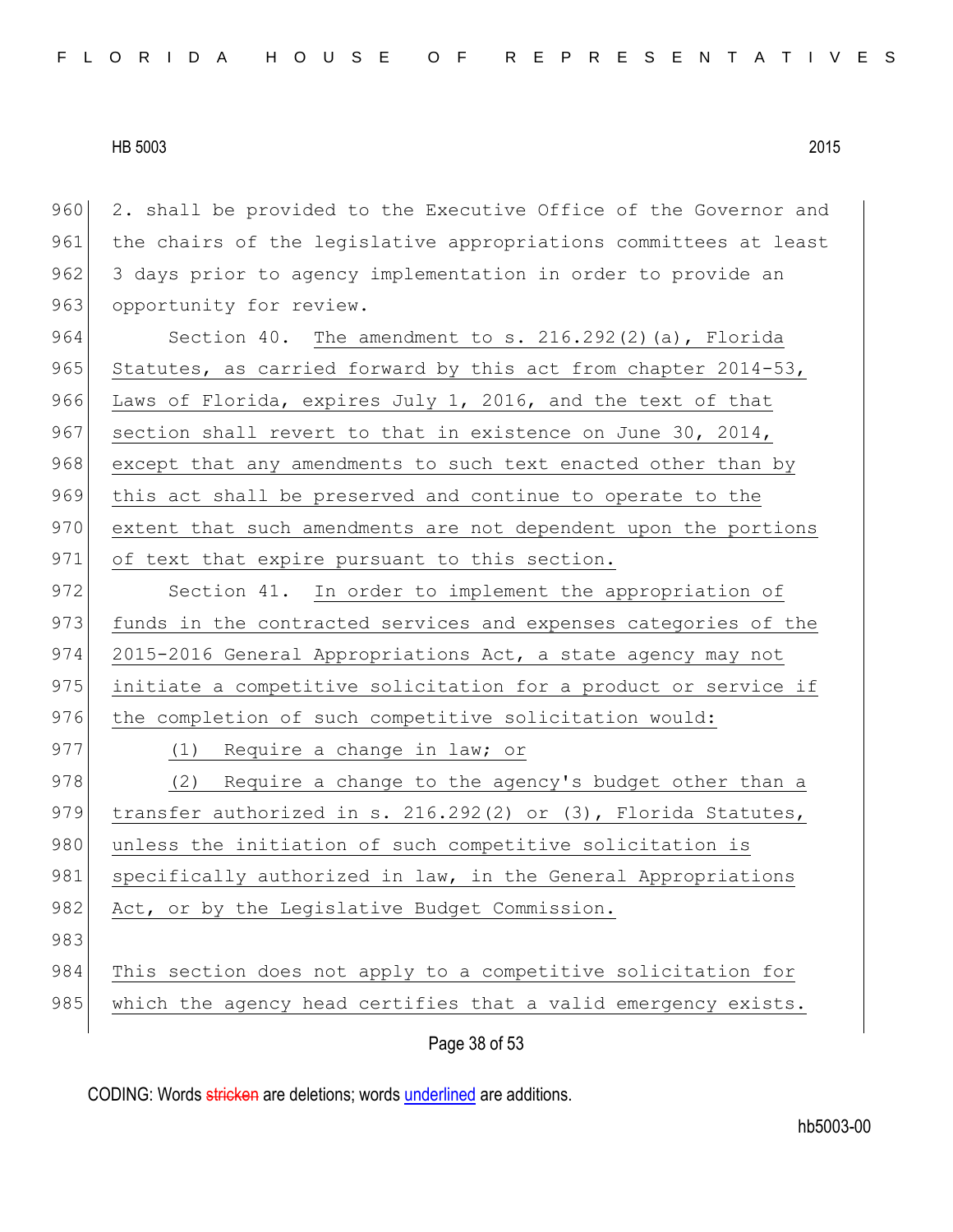2. shall be provided to the Executive Office of the Governor and the chairs of the legislative appropriations committees at least 3 days prior to agency implementation in order to provide an opportunity for review.

Section 40. The amendment to s. 216.292(2)(a), Florida Statutes, as carried forward by this act from chapter 2014-53, Laws of Florida, expires July 1, 2016, and the text of that section shall revert to that in existence on June 30, 2014, except that any amendments to such text enacted other than by this act shall be preserved and continue to operate to the extent that such amendments are not dependent upon the portions of text that expire pursuant to this section.

Section 41. In order to implement the appropriation of funds in the contracted services and expenses categories of the 2015-2016 General Appropriations Act, a state agency may not initiate a competitive solicitation for a product or service if the completion of such competitive solicitation would:

(1) Require a change in law; or

(2) Require a change to the agency's budget other than a transfer authorized in s. 216.292(2) or (3), Florida Statutes, unless the initiation of such competitive solicitation is specifically authorized in law, in the General Appropriations Act, or by the Legislative Budget Commission.

This section does not apply to a competitive solicitation for which the agency head certifies that a valid emergency exists.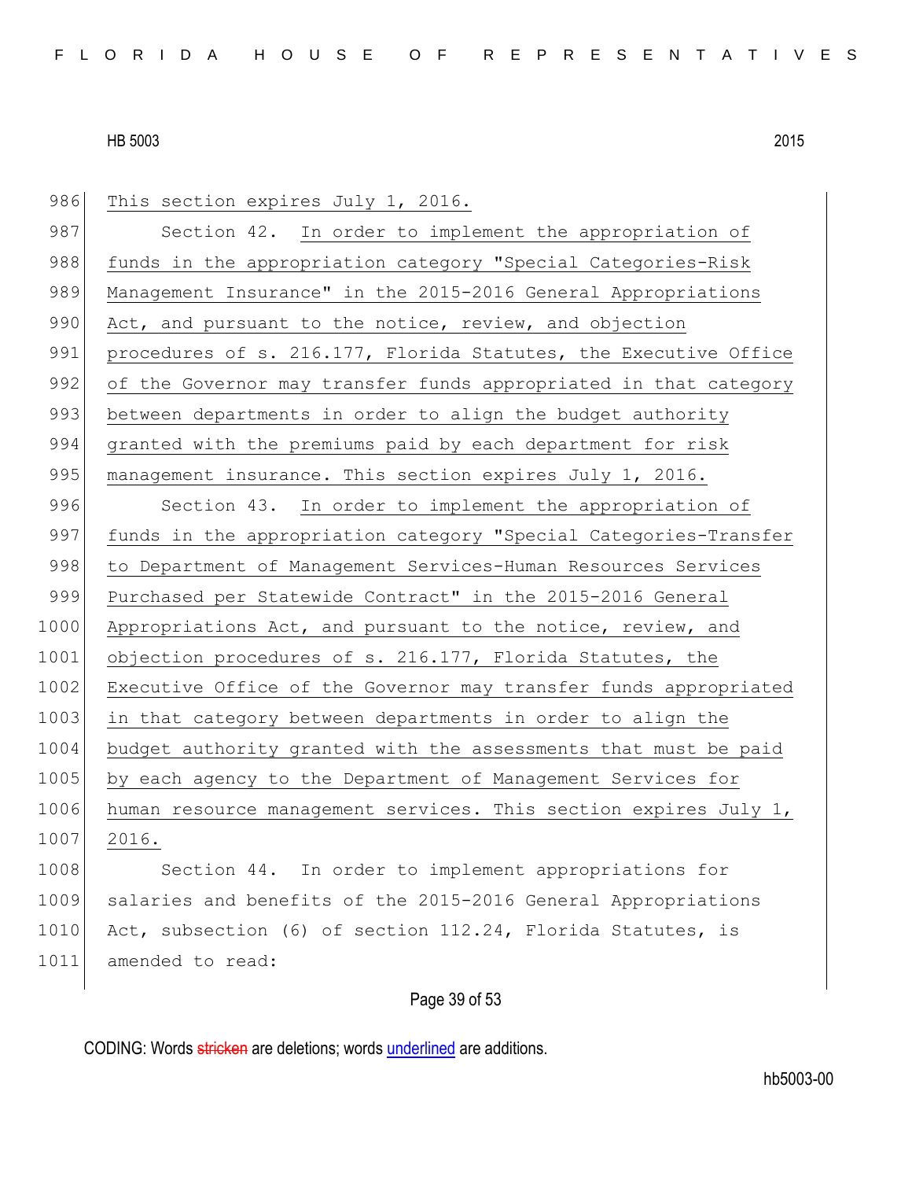This section expires July 1, 2016.

Section 42. In order to implement the appropriation of funds in the appropriation category "Special Categories-Risk Management Insurance" in the 2015-2016 General Appropriations Act, and pursuant to the notice, review, and objection procedures of s. 216.177, Florida Statutes, the Executive Office of the Governor may transfer funds appropriated in that category between departments in order to align the budget authority granted with the premiums paid by each department for risk management insurance. This section expires July 1, 2016.

Section 43. In order to implement the appropriation of funds in the appropriation category "Special Categories-Transfer to Department of Management Services-Human Resources Services Purchased per Statewide Contract" in the 2015-2016 General Appropriations Act, and pursuant to the notice, review, and objection procedures of s. 216.177, Florida Statutes, the Executive Office of the Governor may transfer funds appropriated in that category between departments in order to align the budget authority granted with the assessments that must be paid by each agency to the Department of Management Services for human resource management services. This section expires July 1, 2016.

Section 44. In order to implement appropriations for salaries and benefits of the 2015-2016 General Appropriations Act, subsection (6) of section 112.24, Florida Statutes, is amended to read: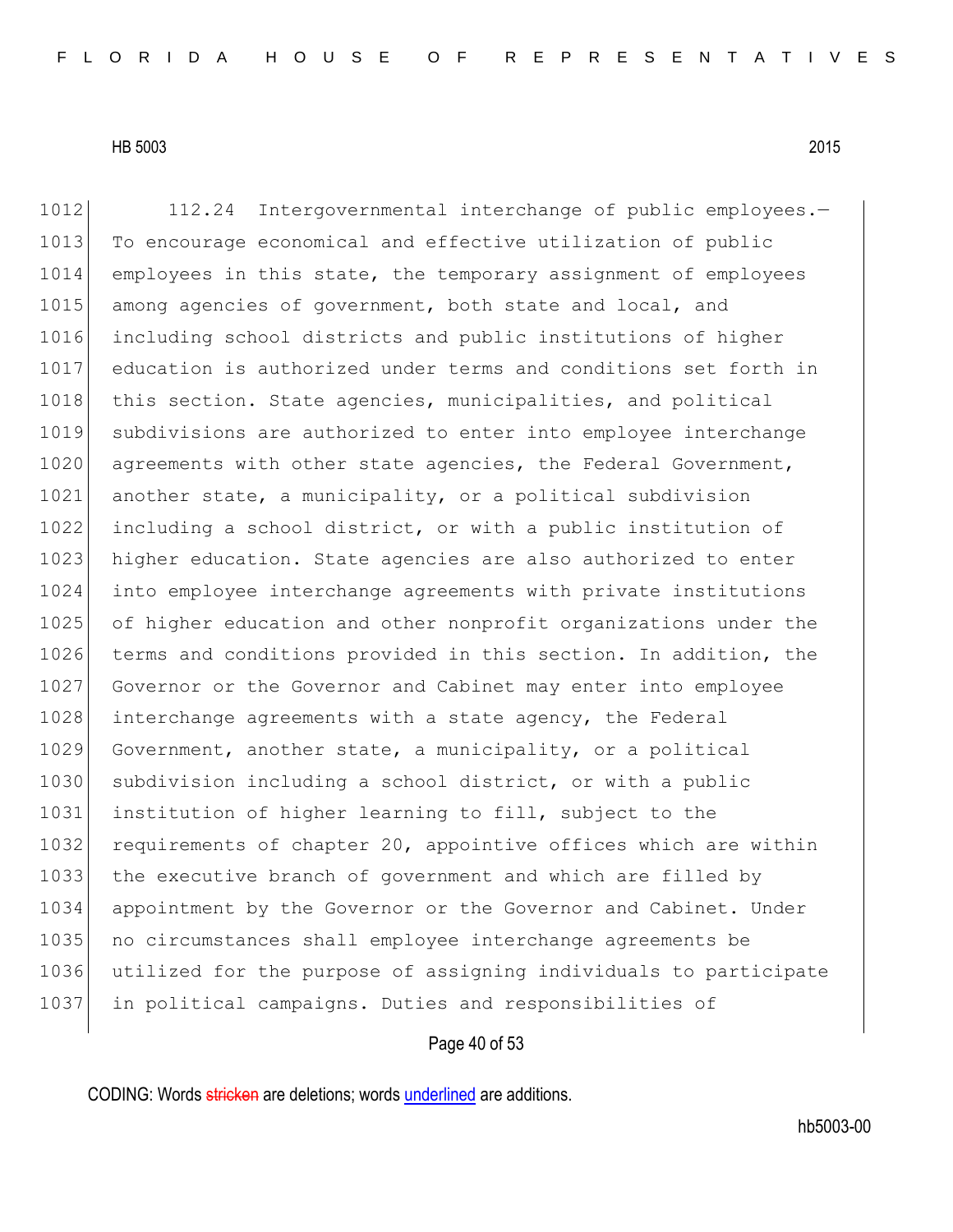112.24 Intergovernmental interchange of public employees.—To encourage economical and effective utilization of public employees in this state, the temporary assignment of employees among agencies of government, both state and local, and including school districts and public institutions of higher education is authorized under terms and conditions set forth in this section. State agencies, municipalities, and political subdivisions are authorized to enter into employee interchange agreements with other state agencies, the Federal Government, another state, a municipality, or a political subdivision including a school district, or with a public institution of higher education. State agencies are also authorized to enter into employee interchange agreements with private institutions of higher education and other nonprofit organizations under the terms and conditions provided in this section. In addition, the Governor or the Governor and Cabinet may enter into employee interchange agreements with a state agency, the Federal Government, another state, a municipality, or a political subdivision including a school district, or with a public institution of higher learning to fill, subject to the requirements of chapter 20, appointive offices which are within the executive branch of government and which are filled by appointment by the Governor or the Governor and Cabinet. Under no circumstances shall employee interchange agreements be utilized for the purpose of assigning individuals to participate in political campaigns. Duties and responsibilities of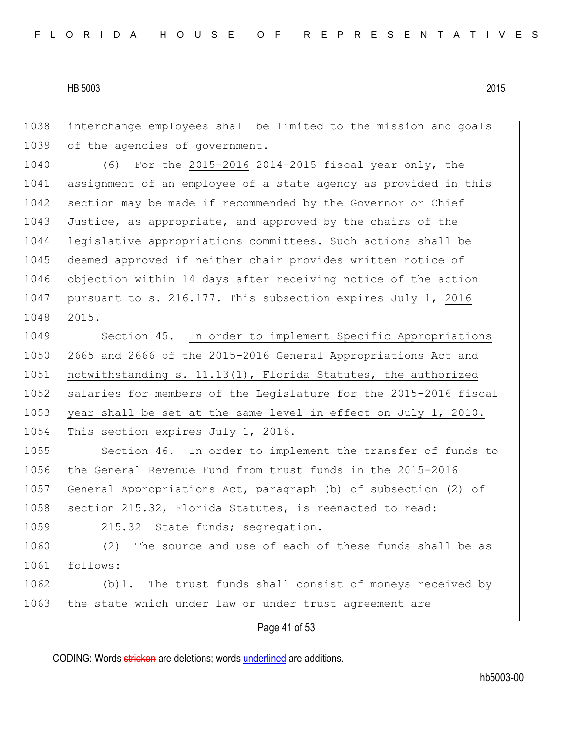interchange employees shall be limited to the mission and goals of the agencies of government.

(6) For the <u>2015-2016</u> ~~2014-2015~~ fiscal year only, the assignment of an employee of a state agency as provided in this section may be made if recommended by the Governor or Chief Justice, as appropriate, and approved by the chairs of the legislative appropriations committees. Such actions shall be deemed approved if neither chair provides written notice of objection within 14 days after receiving notice of the action pursuant to s. 216.177. This subsection expires July 1, <u>2016</u> ~~2015~~.

Section 45. <u>In order to implement Specific Appropriations 2665 and 2666 of the 2015-2016 General Appropriations Act and notwithstanding s. 11.13(1), Florida Statutes, the authorized salaries for members of the Legislature for the 2015-2016 fiscal year shall be set at the same level in effect on July 1, 2010. This section expires July 1, 2016.</u>

Section 46. In order to implement the transfer of funds to the General Revenue Fund from trust funds in the 2015-2016 General Appropriations Act, paragraph (b) of subsection (2) of section 215.32, Florida Statutes, is reenacted to read:

215.32 State funds; segregation.—

(2) The source and use of each of these funds shall be as follows:

(b)1. The trust funds shall consist of moneys received by the state which under law or under trust agreement are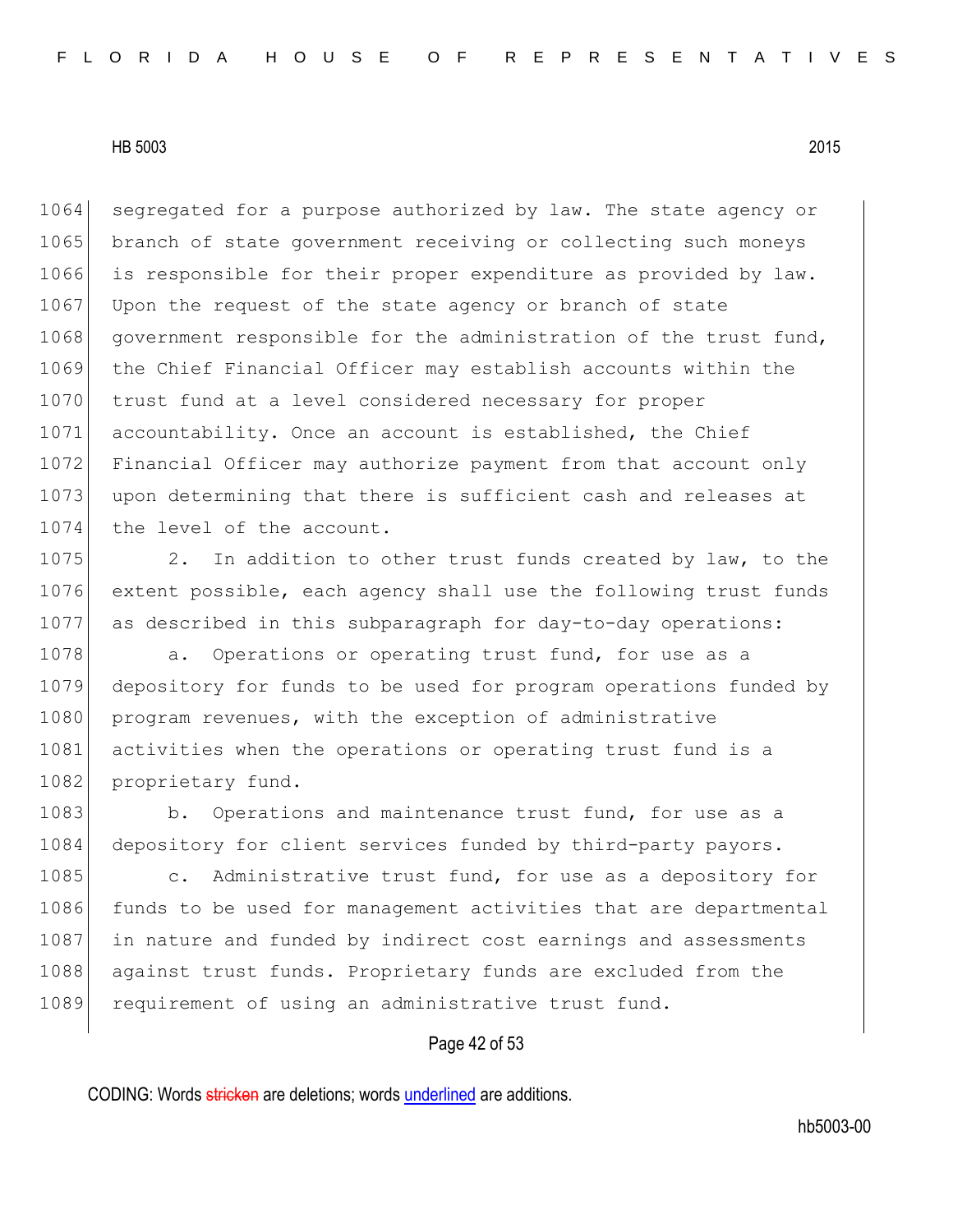segregated for a purpose authorized by law. The state agency or branch of state government receiving or collecting such moneys is responsible for their proper expenditure as provided by law. Upon the request of the state agency or branch of state government responsible for the administration of the trust fund, the Chief Financial Officer may establish accounts within the trust fund at a level considered necessary for proper accountability. Once an account is established, the Chief Financial Officer may authorize payment from that account only upon determining that there is sufficient cash and releases at the level of the account.

2. In addition to other trust funds created by law, to the extent possible, each agency shall use the following trust funds as described in this subparagraph for day-to-day operations:

a. Operations or operating trust fund, for use as a depository for funds to be used for program operations funded by program revenues, with the exception of administrative activities when the operations or operating trust fund is a proprietary fund.

b. Operations and maintenance trust fund, for use as a depository for client services funded by third-party payors.

c. Administrative trust fund, for use as a depository for funds to be used for management activities that are departmental in nature and funded by indirect cost earnings and assessments against trust funds. Proprietary funds are excluded from the requirement of using an administrative trust fund.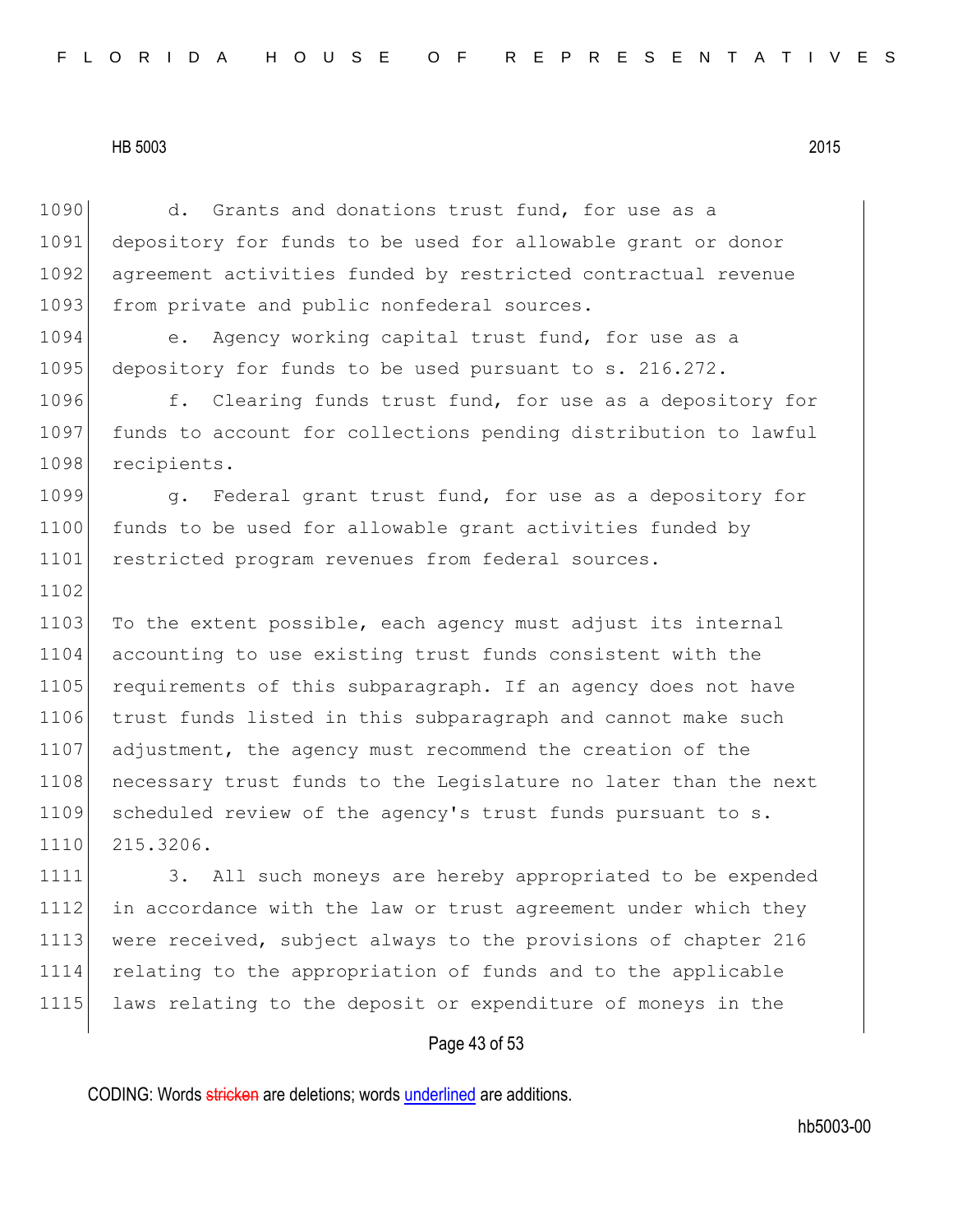d. Grants and donations trust fund, for use as a depository for funds to be used for allowable grant or donor agreement activities funded by restricted contractual revenue from private and public nonfederal sources.

e. Agency working capital trust fund, for use as a depository for funds to be used pursuant to s. 216.272.

f. Clearing funds trust fund, for use as a depository for funds to account for collections pending distribution to lawful recipients.

g. Federal grant trust fund, for use as a depository for funds to be used for allowable grant activities funded by restricted program revenues from federal sources.

To the extent possible, each agency must adjust its internal accounting to use existing trust funds consistent with the requirements of this subparagraph. If an agency does not have trust funds listed in this subparagraph and cannot make such adjustment, the agency must recommend the creation of the necessary trust funds to the Legislature no later than the next scheduled review of the agency's trust funds pursuant to s. 215.3206.

3. All such moneys are hereby appropriated to be expended in accordance with the law or trust agreement under which they were received, subject always to the provisions of chapter 216 relating to the appropriation of funds and to the applicable laws relating to the deposit or expenditure of moneys in the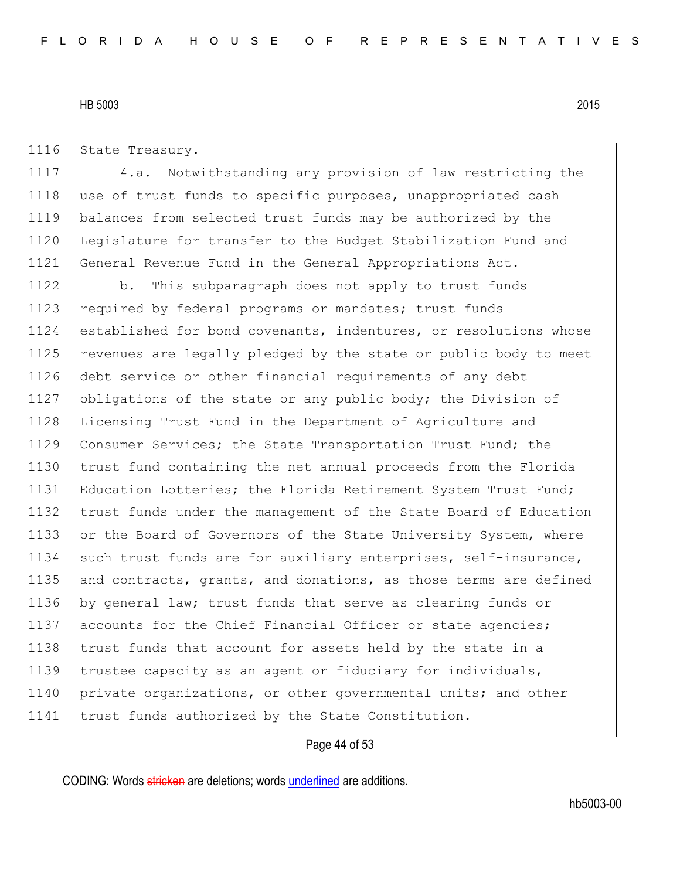State Treasury.

4.a. Notwithstanding any provision of law restricting the use of trust funds to specific purposes, unappropriated cash balances from selected trust funds may be authorized by the Legislature for transfer to the Budget Stabilization Fund and General Revenue Fund in the General Appropriations Act.

b. This subparagraph does not apply to trust funds required by federal programs or mandates; trust funds established for bond covenants, indentures, or resolutions whose revenues are legally pledged by the state or public body to meet debt service or other financial requirements of any debt obligations of the state or any public body; the Division of Licensing Trust Fund in the Department of Agriculture and Consumer Services; the State Transportation Trust Fund; the trust fund containing the net annual proceeds from the Florida Education Lotteries; the Florida Retirement System Trust Fund; trust funds under the management of the State Board of Education or the Board of Governors of the State University System, where such trust funds are for auxiliary enterprises, self-insurance, and contracts, grants, and donations, as those terms are defined by general law; trust funds that serve as clearing funds or accounts for the Chief Financial Officer or state agencies; trust funds that account for assets held by the state in a trustee capacity as an agent or fiduciary for individuals, private organizations, or other governmental units; and other trust funds authorized by the State Constitution.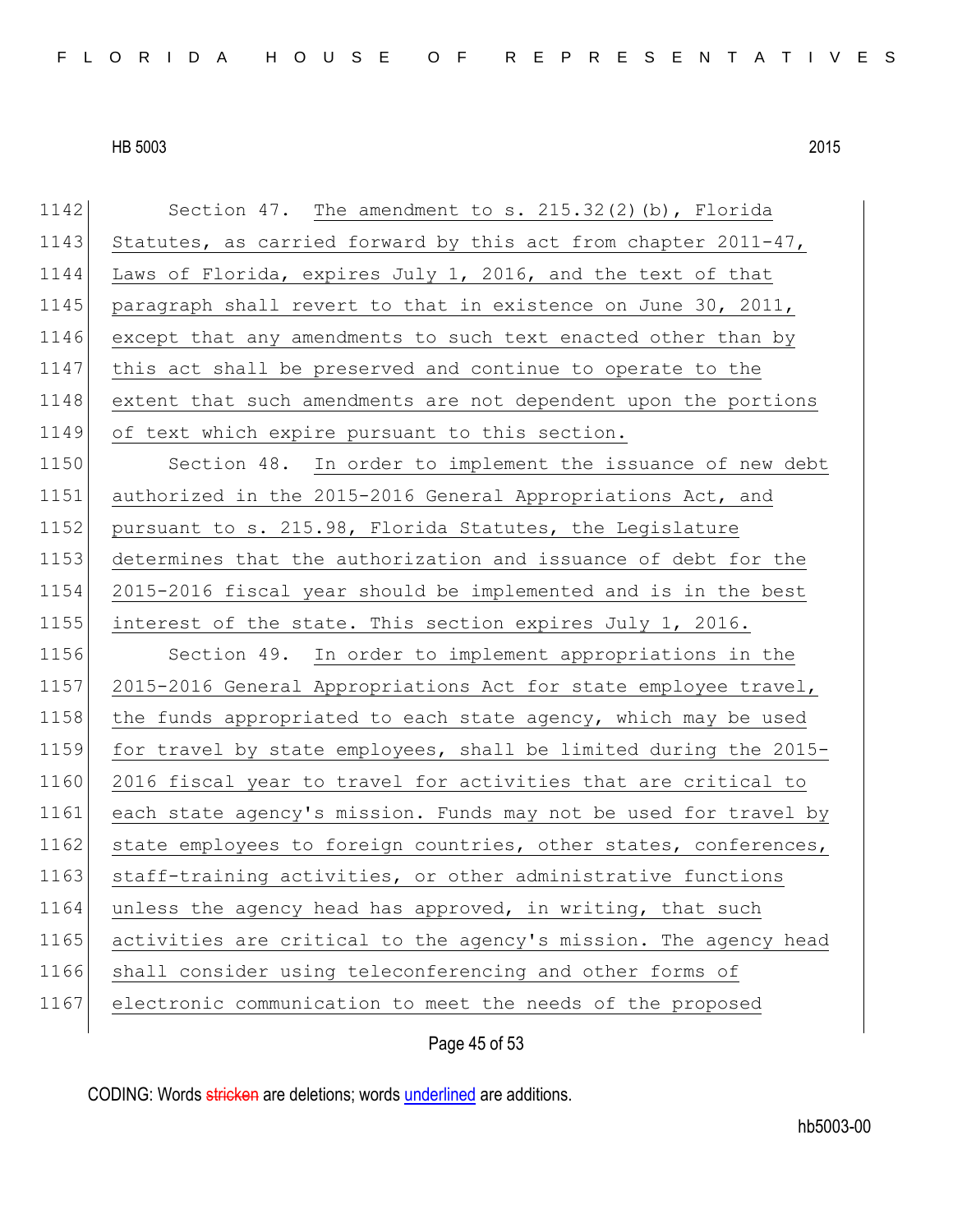Section 47. The amendment to s. 215.32(2)(b), Florida Statutes, as carried forward by this act from chapter 2011-47, Laws of Florida, expires July 1, 2016, and the text of that paragraph shall revert to that in existence on June 30, 2011, except that any amendments to such text enacted other than by this act shall be preserved and continue to operate to the extent that such amendments are not dependent upon the portions of text which expire pursuant to this section.

Section 48. In order to implement the issuance of new debt authorized in the 2015-2016 General Appropriations Act, and pursuant to s. 215.98, Florida Statutes, the Legislature determines that the authorization and issuance of debt for the 2015-2016 fiscal year should be implemented and is in the best interest of the state. This section expires July 1, 2016.

Section 49. In order to implement appropriations in the 2015-2016 General Appropriations Act for state employee travel, the funds appropriated to each state agency, which may be used for travel by state employees, shall be limited during the 2015-2016 fiscal year to travel for activities that are critical to each state agency's mission. Funds may not be used for travel by state employees to foreign countries, other states, conferences, staff-training activities, or other administrative functions unless the agency head has approved, in writing, that such activities are critical to the agency's mission. The agency head shall consider using teleconferencing and other forms of electronic communication to meet the needs of the proposed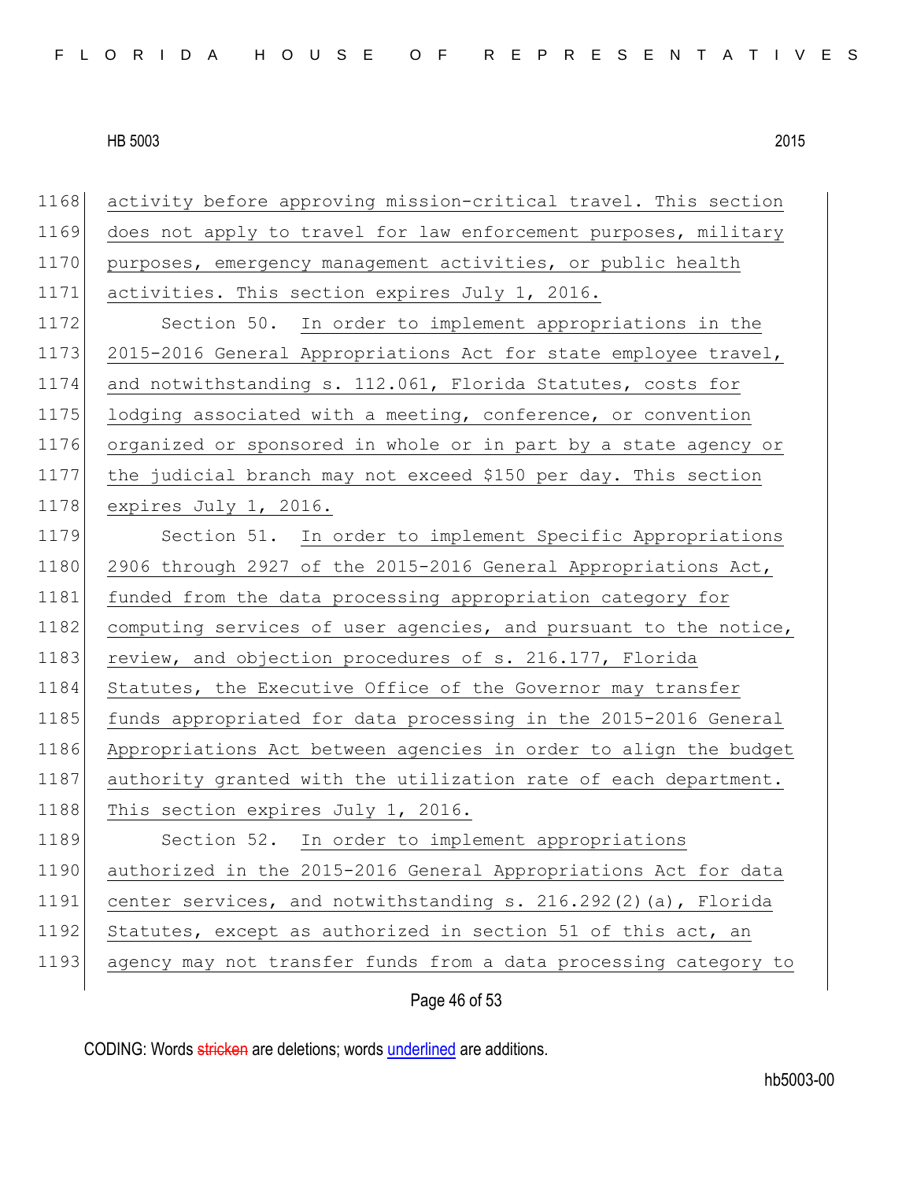activity before approving mission-critical travel. This section does not apply to travel for law enforcement purposes, military purposes, emergency management activities, or public health activities. This section expires July 1, 2016.

Section 50. In order to implement appropriations in the 2015-2016 General Appropriations Act for state employee travel, and notwithstanding s. 112.061, Florida Statutes, costs for lodging associated with a meeting, conference, or convention organized or sponsored in whole or in part by a state agency or the judicial branch may not exceed $150 per day. This section expires July 1, 2016.

Section 51. In order to implement Specific Appropriations 2906 through 2927 of the 2015-2016 General Appropriations Act, funded from the data processing appropriation category for computing services of user agencies, and pursuant to the notice, review, and objection procedures of s. 216.177, Florida Statutes, the Executive Office of the Governor may transfer funds appropriated for data processing in the 2015-2016 General Appropriations Act between agencies in order to align the budget authority granted with the utilization rate of each department. This section expires July 1, 2016.

Section 52. In order to implement appropriations authorized in the 2015-2016 General Appropriations Act for data center services, and notwithstanding s. 216.292(2)(a), Florida Statutes, except as authorized in section 51 of this act, an agency may not transfer funds from a data processing category to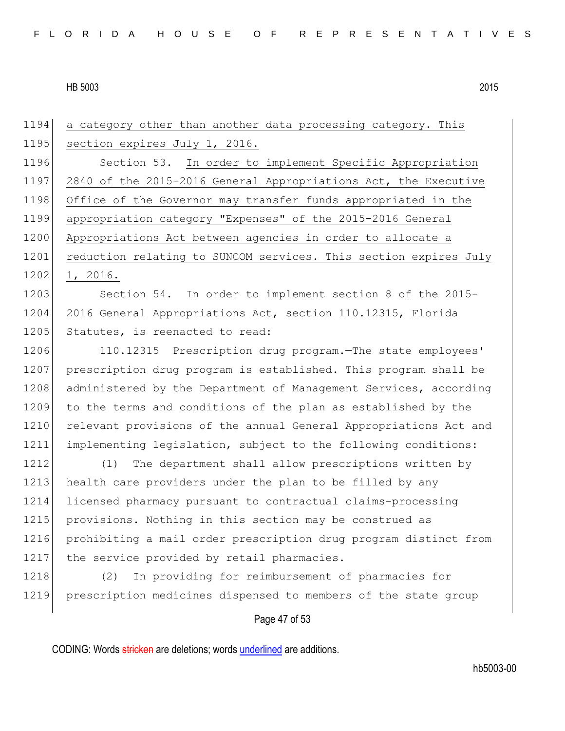a category other than another data processing category. This section expires July 1, 2016.

Section 53. In order to implement Specific Appropriation 2840 of the 2015-2016 General Appropriations Act, the Executive Office of the Governor may transfer funds appropriated in the appropriation category "Expenses" of the 2015-2016 General Appropriations Act between agencies in order to allocate a reduction relating to SUNCOM services. This section expires July 1, 2016.

Section 54. In order to implement section 8 of the 2015-2016 General Appropriations Act, section 110.12315, Florida Statutes, is reenacted to read:

110.12315 Prescription drug program.—The state employees' prescription drug program is established. This program shall be administered by the Department of Management Services, according to the terms and conditions of the plan as established by the relevant provisions of the annual General Appropriations Act and implementing legislation, subject to the following conditions:

(1) The department shall allow prescriptions written by health care providers under the plan to be filled by any licensed pharmacy pursuant to contractual claims-processing provisions. Nothing in this section may be construed as prohibiting a mail order prescription drug program distinct from the service provided by retail pharmacies.

(2) In providing for reimbursement of pharmacies for prescription medicines dispensed to members of the state group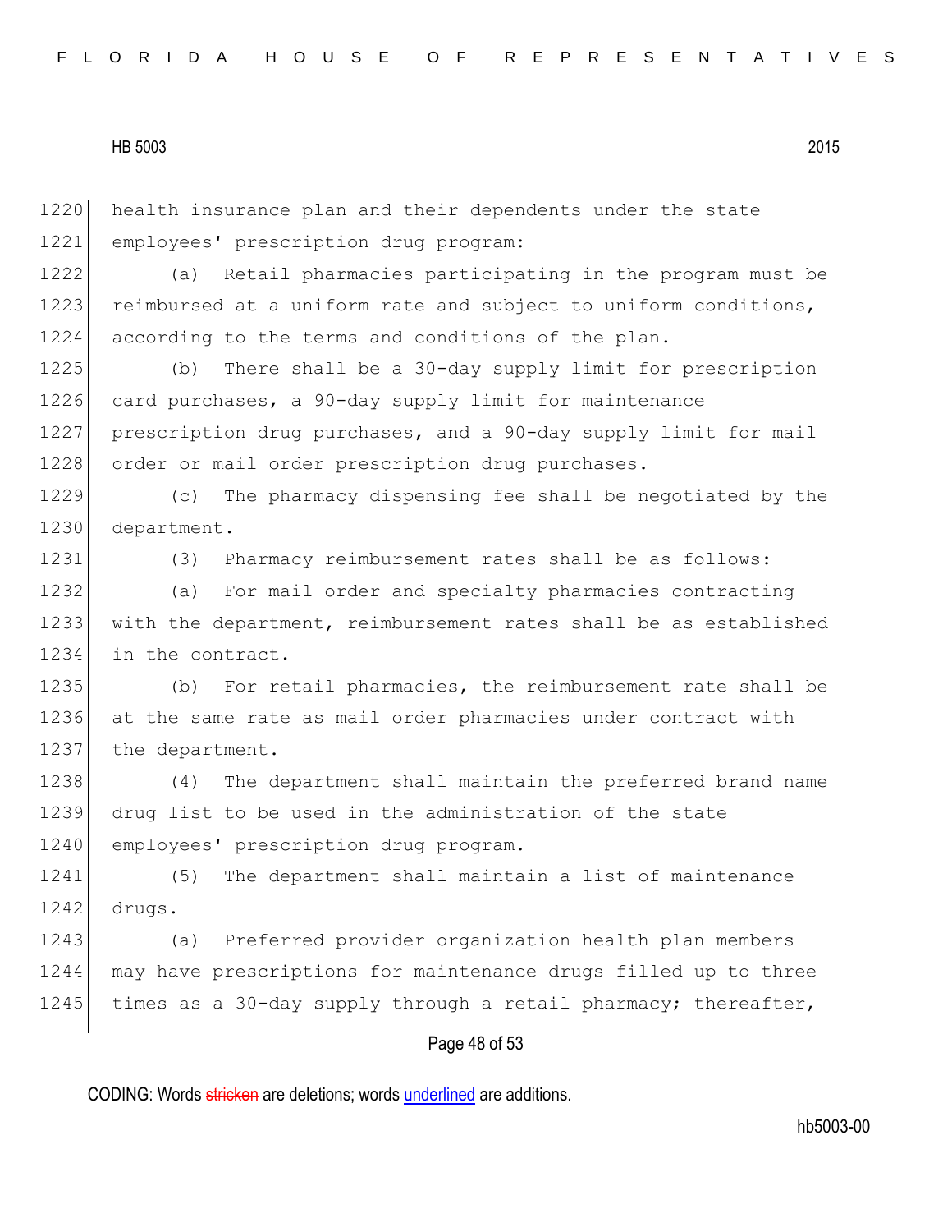health insurance plan and their dependents under the state employees' prescription drug program:

(a) Retail pharmacies participating in the program must be reimbursed at a uniform rate and subject to uniform conditions, according to the terms and conditions of the plan.

(b) There shall be a 30-day supply limit for prescription card purchases, a 90-day supply limit for maintenance prescription drug purchases, and a 90-day supply limit for mail order or mail order prescription drug purchases.

(c) The pharmacy dispensing fee shall be negotiated by the department.

(3) Pharmacy reimbursement rates shall be as follows:

(a) For mail order and specialty pharmacies contracting with the department, reimbursement rates shall be as established in the contract.

(b) For retail pharmacies, the reimbursement rate shall be at the same rate as mail order pharmacies under contract with the department.

(4) The department shall maintain the preferred brand name drug list to be used in the administration of the state employees' prescription drug program.

(5) The department shall maintain a list of maintenance drugs.

(a) Preferred provider organization health plan members may have prescriptions for maintenance drugs filled up to three times as a 30-day supply through a retail pharmacy; thereafter,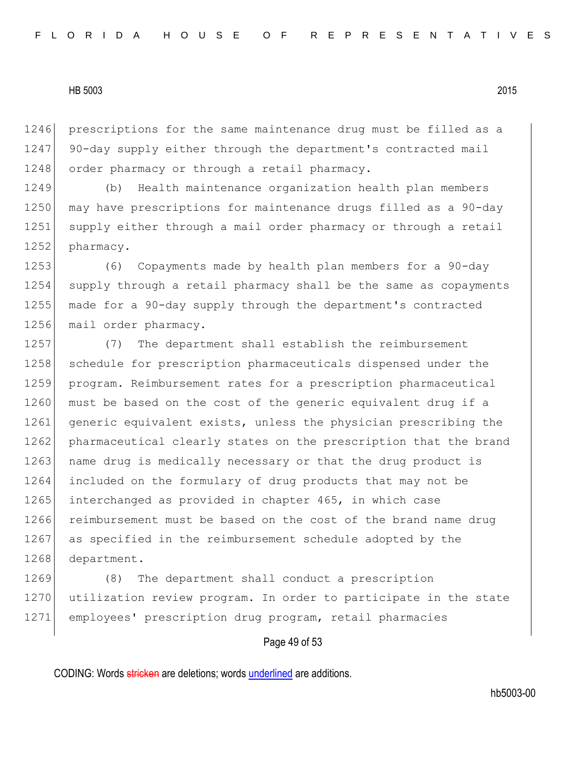prescriptions for the same maintenance drug must be filled as a 90-day supply either through the department's contracted mail order pharmacy or through a retail pharmacy.

(b) Health maintenance organization health plan members may have prescriptions for maintenance drugs filled as a 90-day supply either through a mail order pharmacy or through a retail pharmacy.

(6) Copayments made by health plan members for a 90-day supply through a retail pharmacy shall be the same as copayments made for a 90-day supply through the department's contracted mail order pharmacy.

(7) The department shall establish the reimbursement schedule for prescription pharmaceuticals dispensed under the program. Reimbursement rates for a prescription pharmaceutical must be based on the cost of the generic equivalent drug if a generic equivalent exists, unless the physician prescribing the pharmaceutical clearly states on the prescription that the brand name drug is medically necessary or that the drug product is included on the formulary of drug products that may not be interchanged as provided in chapter 465, in which case reimbursement must be based on the cost of the brand name drug as specified in the reimbursement schedule adopted by the department.

(8) The department shall conduct a prescription utilization review program. In order to participate in the state employees' prescription drug program, retail pharmacies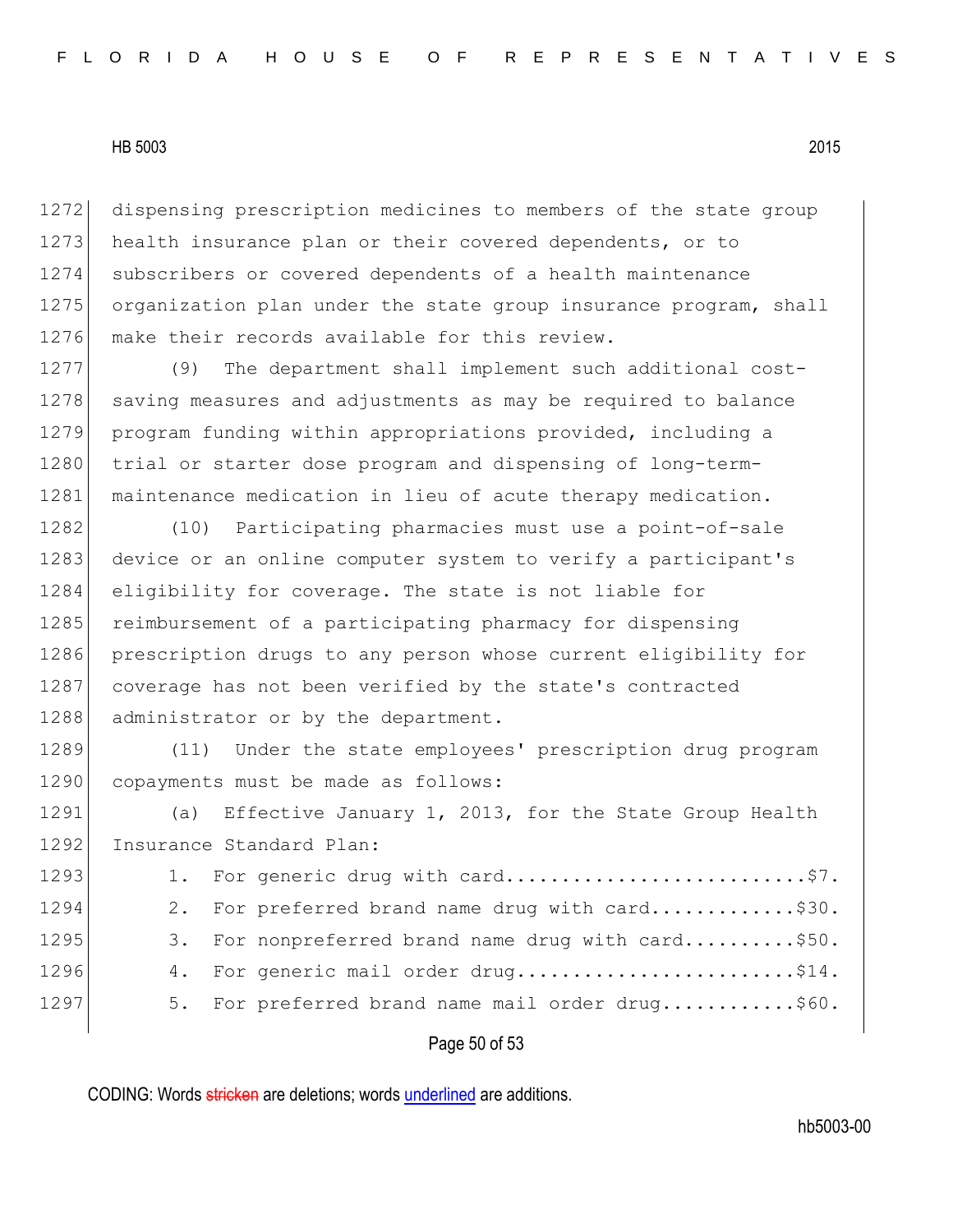dispensing prescription medicines to members of the state group health insurance plan or their covered dependents, or to subscribers or covered dependents of a health maintenance organization plan under the state group insurance program, shall make their records available for this review.

(9) The department shall implement such additional cost-saving measures and adjustments as may be required to balance program funding within appropriations provided, including a trial or starter dose program and dispensing of long-term-maintenance medication in lieu of acute therapy medication.

(10) Participating pharmacies must use a point-of-sale device or an online computer system to verify a participant's eligibility for coverage. The state is not liable for reimbursement of a participating pharmacy for dispensing prescription drugs to any person whose current eligibility for coverage has not been verified by the state's contracted administrator or by the department.

(11) Under the state employees' prescription drug program copayments must be made as follows:

(a) Effective January 1, 2013, for the State Group Health Insurance Standard Plan:

1. For generic drug with card...........................$7.
2. For preferred brand name drug with card.............$30.
3. For nonpreferred brand name drug with card..........$50.
4. For generic mail order drug.........................$14.
5. For preferred brand name mail order drug............$60.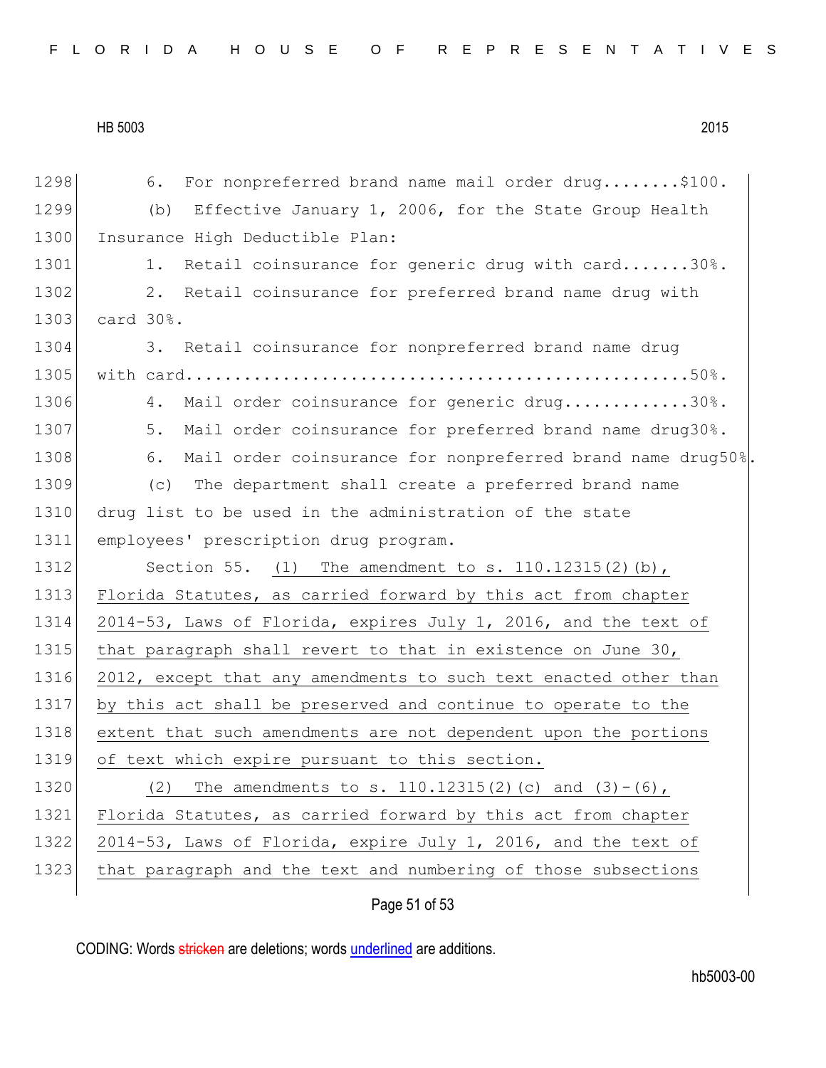6. For nonpreferred brand name mail order drug........$100.

(b) Effective January 1, 2006, for the State Group Health Insurance High Deductible Plan:

1. Retail coinsurance for generic drug with card.......30%.

2. Retail coinsurance for preferred brand name drug with card 30%.

3. Retail coinsurance for nonpreferred brand name drug with card....................................................50%.

4. Mail order coinsurance for generic drug.............30%.

5. Mail order coinsurance for preferred brand name drug30%.

6. Mail order coinsurance for nonpreferred brand name drug50%.

(c) The department shall create a preferred brand name drug list to be used in the administration of the state employees' prescription drug program.

Section 55. <u>(1) The amendment to s. 110.12315(2)(b), Florida Statutes, as carried forward by this act from chapter 2014-53, Laws of Florida, expires July 1, 2016, and the text of that paragraph shall revert to that in existence on June 30, 2012, except that any amendments to such text enacted other than by this act shall be preserved and continue to operate to the extent that such amendments are not dependent upon the portions of text which expire pursuant to this section.</u>

<u>(2) The amendments to s. 110.12315(2)(c) and (3)-(6), Florida Statutes, as carried forward by this act from chapter 2014-53, Laws of Florida, expire July 1, 2016, and the text of that paragraph and the text and numbering of those subsections</u>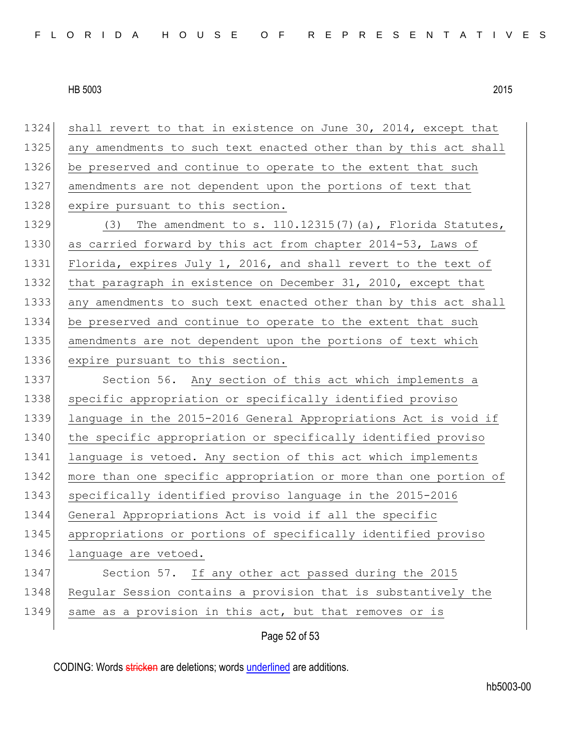shall revert to that in existence on June 30, 2014, except that any amendments to such text enacted other than by this act shall be preserved and continue to operate to the extent that such amendments are not dependent upon the portions of text that expire pursuant to this section.

(3) The amendment to s. 110.12315(7)(a), Florida Statutes, as carried forward by this act from chapter 2014-53, Laws of Florida, expires July 1, 2016, and shall revert to the text of that paragraph in existence on December 31, 2010, except that any amendments to such text enacted other than by this act shall be preserved and continue to operate to the extent that such amendments are not dependent upon the portions of text which expire pursuant to this section.

Section 56. Any section of this act which implements a specific appropriation or specifically identified proviso language in the 2015-2016 General Appropriations Act is void if the specific appropriation or specifically identified proviso language is vetoed. Any section of this act which implements more than one specific appropriation or more than one portion of specifically identified proviso language in the 2015-2016 General Appropriations Act is void if all the specific appropriations or portions of specifically identified proviso language are vetoed.

Section 57. If any other act passed during the 2015 Regular Session contains a provision that is substantively the same as a provision in this act, but that removes or is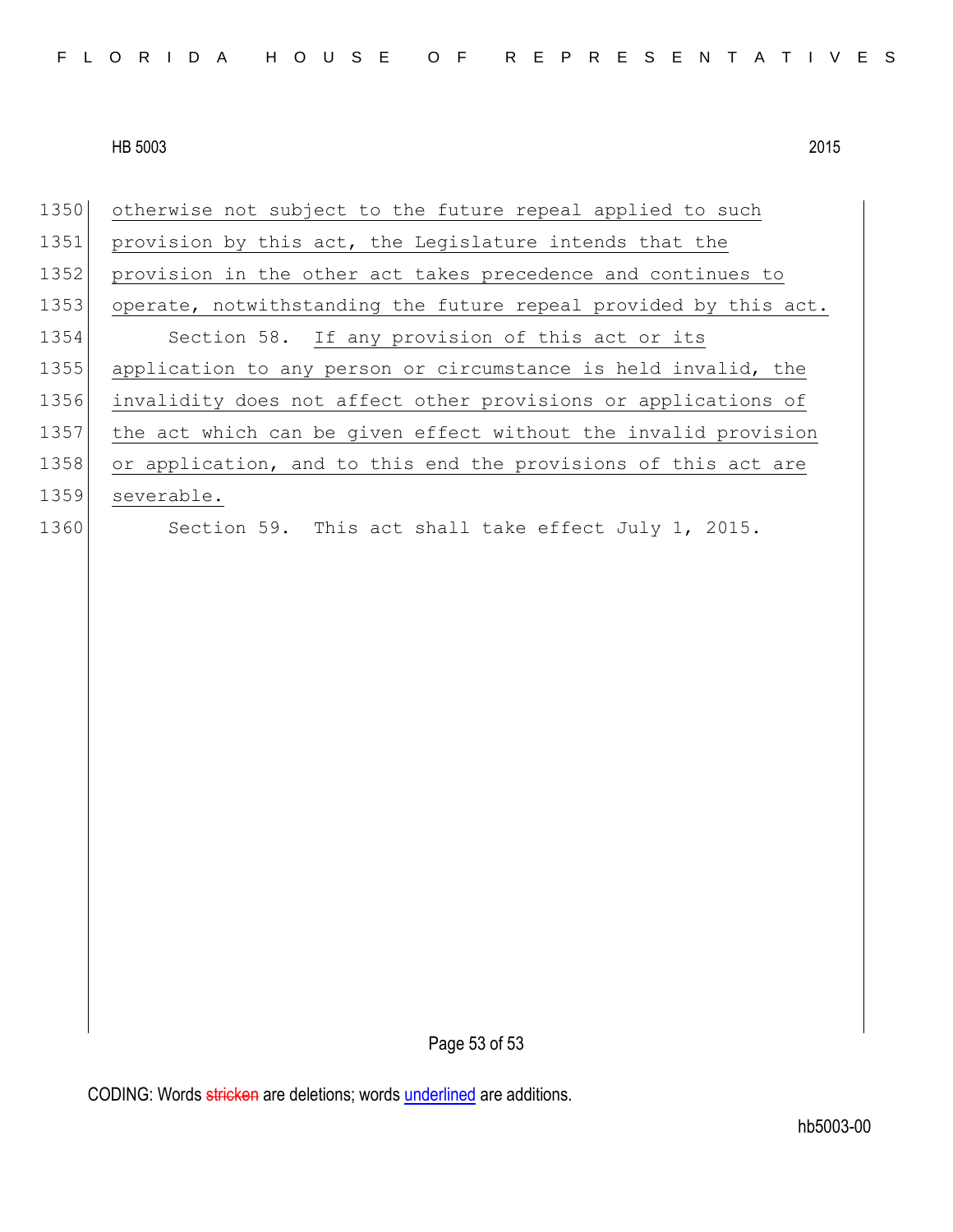otherwise not subject to the future repeal applied to such provision by this act, the Legislature intends that the provision in the other act takes precedence and continues to operate, notwithstanding the future repeal provided by this act.

Section 58. If any provision of this act or its application to any person or circumstance is held invalid, the invalidity does not affect other provisions or applications of the act which can be given effect without the invalid provision or application, and to this end the provisions of this act are severable.

Section 59. This act shall take effect July 1, 2015.

CODING: Words stricken are deletions; words underlined are additions.